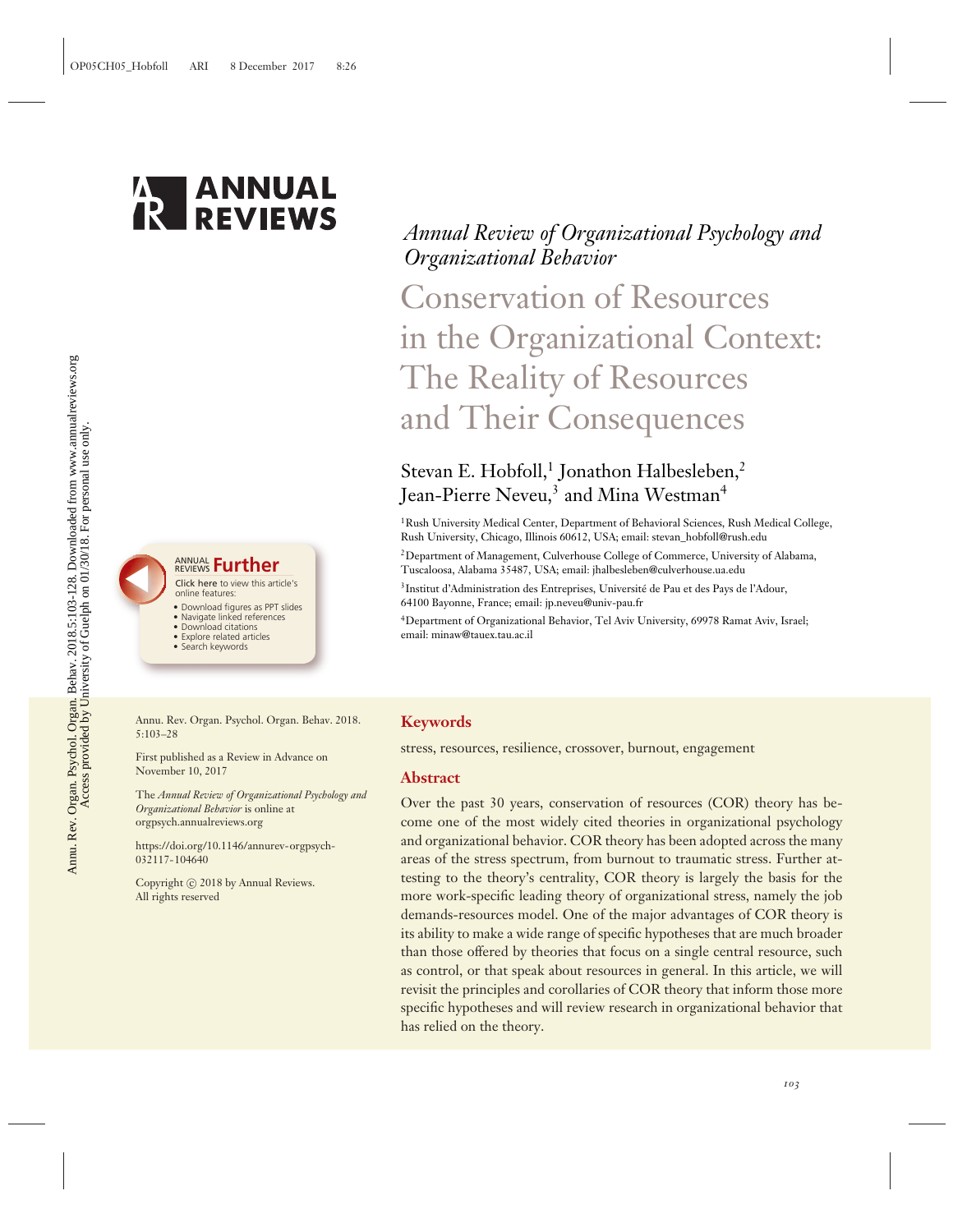*Annual Review of Organizational Psychology and Organizational Behavior*

# Conservation of Resources in the Organizational Context: The Reality of Resources and Their Consequences

Stevan E. Hobfoll,[1] Jonathon Halbesleben,[2] Jean-Pierre Neveu,[3] and Mina Westman[4]

[1]Rush University Medical Center, Department of Behavioral Sciences, Rush Medical College, Rush University, Chicago, Illinois 60612, USA; email: stevan_hobfoll@rush.edu

[2]Department of Management, Culverhouse College of Commerce, University of Alabama, Tuscaloosa, Alabama 35487, USA; email: jhalbesleben@culverhouse.ua.edu

[3]Institut d'Administration des Entreprises, Université de Pau et des Pays de l'Adour, 64100 Bayonne, France; email: jp.neveu@univ-pau.fr

[4]Department of Organizational Behavior, Tel Aviv University, 69978 Ramat Aviv, Israel; email: minaw@tauex.tau.ac.il

Annu. Rev. Organ. Psychol. Organ. Behav. 2018. 5:103–28

First published as a Review in Advance on November 10, 2017

The *Annual Review of Organizational Psychology and Organizational Behavior* is online at orgpsych.annualreviews.org

https://doi.org/10.1146/annurev-orgpsych-032117-104640

Copyright © 2018 by Annual Reviews. All rights reserved

## Keywords

stress, resources, resilience, crossover, burnout, engagement

## Abstract

Over the past 30 years, conservation of resources (COR) theory has become one of the most widely cited theories in organizational psychology and organizational behavior. COR theory has been adopted across the many areas of the stress spectrum, from burnout to traumatic stress. Further attesting to the theory's centrality, COR theory is largely the basis for the more work-specific leading theory of organizational stress, namely the job demands-resources model. One of the major advantages of COR theory is its ability to make a wide range of specific hypotheses that are much broader than those offered by theories that focus on a single central resource, such as control, or that speak about resources in general. In this article, we will revisit the principles and corollaries of COR theory that inform those more specific hypotheses and will review research in organizational behavior that has relied on the theory.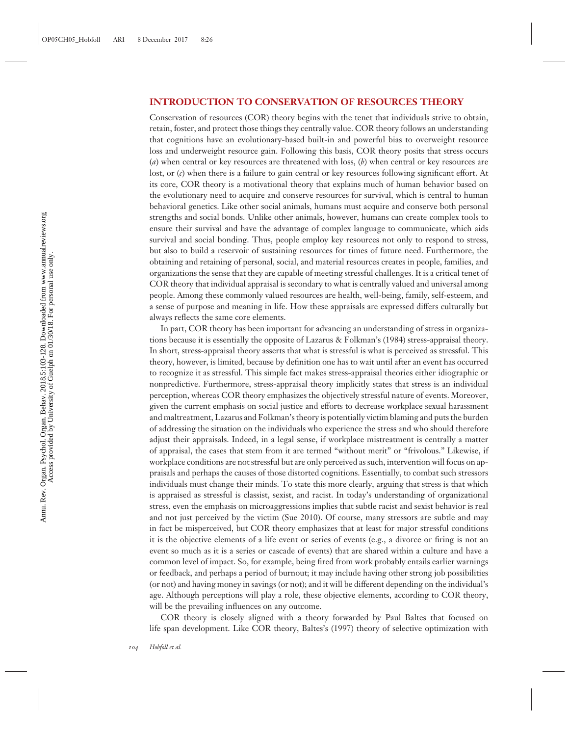## INTRODUCTION TO CONSERVATION OF RESOURCES THEORY

Conservation of resources (COR) theory begins with the tenet that individuals strive to obtain, retain, foster, and protect those things they centrally value. COR theory follows an understanding that cognitions have an evolutionary-based built-in and powerful bias to overweight resource loss and underweight resource gain. Following this basis, COR theory posits that stress occurs (*a*) when central or key resources are threatened with loss, (*b*) when central or key resources are lost, or (*c*) when there is a failure to gain central or key resources following significant effort. At its core, COR theory is a motivational theory that explains much of human behavior based on the evolutionary need to acquire and conserve resources for survival, which is central to human behavioral genetics. Like other social animals, humans must acquire and conserve both personal strengths and social bonds. Unlike other animals, however, humans can create complex tools to ensure their survival and have the advantage of complex language to communicate, which aids survival and social bonding. Thus, people employ key resources not only to respond to stress, but also to build a reservoir of sustaining resources for times of future need. Furthermore, the obtaining and retaining of personal, social, and material resources creates in people, families, and organizations the sense that they are capable of meeting stressful challenges. It is a critical tenet of COR theory that individual appraisal is secondary to what is centrally valued and universal among people. Among these commonly valued resources are health, well-being, family, self-esteem, and a sense of purpose and meaning in life. How these appraisals are expressed differs culturally but always reflects the same core elements.

In part, COR theory has been important for advancing an understanding of stress in organizations because it is essentially the opposite of Lazarus & Folkman's (1984) stress-appraisal theory. In short, stress-appraisal theory asserts that what is stressful is what is perceived as stressful. This theory, however, is limited, because by definition one has to wait until after an event has occurred to recognize it as stressful. This simple fact makes stress-appraisal theories either idiographic or nonpredictive. Furthermore, stress-appraisal theory implicitly states that stress is an individual perception, whereas COR theory emphasizes the objectively stressful nature of events. Moreover, given the current emphasis on social justice and efforts to decrease workplace sexual harassment and maltreatment, Lazarus and Folkman's theory is potentially victim blaming and puts the burden of addressing the situation on the individuals who experience the stress and who should therefore adjust their appraisals. Indeed, in a legal sense, if workplace mistreatment is centrally a matter of appraisal, the cases that stem from it are termed "without merit" or "frivolous." Likewise, if workplace conditions are not stressful but are only perceived as such, intervention will focus on appraisals and perhaps the causes of those distorted cognitions. Essentially, to combat such stressors individuals must change their minds. To state this more clearly, arguing that stress is that which is appraised as stressful is classist, sexist, and racist. In today's understanding of organizational stress, even the emphasis on microaggressions implies that subtle racist and sexist behavior is real and not just perceived by the victim (Sue 2010). Of course, many stressors are subtle and may in fact be misperceived, but COR theory emphasizes that at least for major stressful conditions it is the objective elements of a life event or series of events (e.g., a divorce or firing is not an event so much as it is a series or cascade of events) that are shared within a culture and have a common level of impact. So, for example, being fired from work probably entails earlier warnings or feedback, and perhaps a period of burnout; it may include having other strong job possibilities (or not) and having money in savings (or not); and it will be different depending on the individual's age. Although perceptions will play a role, these objective elements, according to COR theory, will be the prevailing influences on any outcome.

COR theory is closely aligned with a theory forwarded by Paul Baltes that focused on life span development. Like COR theory, Baltes's (1997) theory of selective optimization with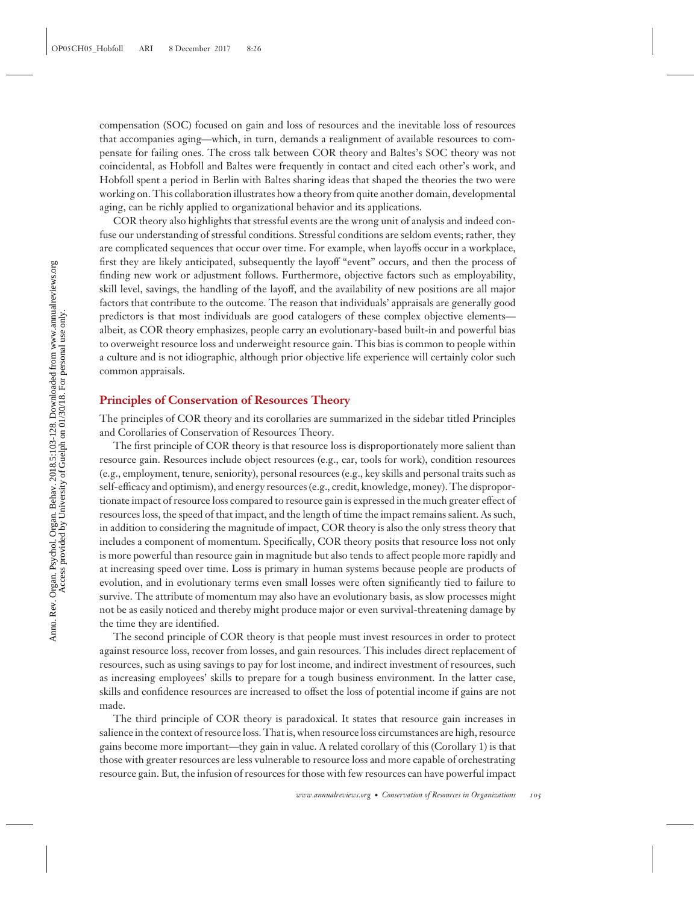compensation (SOC) focused on gain and loss of resources and the inevitable loss of resources that accompanies aging—which, in turn, demands a realignment of available resources to compensate for failing ones. The cross talk between COR theory and Baltes's SOC theory was not coincidental, as Hobfoll and Baltes were frequently in contact and cited each other's work, and Hobfoll spent a period in Berlin with Baltes sharing ideas that shaped the theories the two were working on. This collaboration illustrates how a theory from quite another domain, developmental aging, can be richly applied to organizational behavior and its applications.

COR theory also highlights that stressful events are the wrong unit of analysis and indeed confuse our understanding of stressful conditions. Stressful conditions are seldom events; rather, they are complicated sequences that occur over time. For example, when layoffs occur in a workplace, first they are likely anticipated, subsequently the layoff "event" occurs, and then the process of finding new work or adjustment follows. Furthermore, objective factors such as employability, skill level, savings, the handling of the layoff, and the availability of new positions are all major factors that contribute to the outcome. The reason that individuals' appraisals are generally good predictors is that most individuals are good catalogers of these complex objective elements—albeit, as COR theory emphasizes, people carry an evolutionary-based built-in and powerful bias to overweight resource loss and underweight resource gain. This bias is common to people within a culture and is not idiographic, although prior objective life experience will certainly color such common appraisals.

## Principles of Conservation of Resources Theory

The principles of COR theory and its corollaries are summarized in the sidebar titled Principles and Corollaries of Conservation of Resources Theory.

The first principle of COR theory is that resource loss is disproportionately more salient than resource gain. Resources include object resources (e.g., car, tools for work), condition resources (e.g., employment, tenure, seniority), personal resources (e.g., key skills and personal traits such as self-efficacy and optimism), and energy resources (e.g., credit, knowledge, money). The disproportionate impact of resource loss compared to resource gain is expressed in the much greater effect of resources loss, the speed of that impact, and the length of time the impact remains salient. As such, in addition to considering the magnitude of impact, COR theory is also the only stress theory that includes a component of momentum. Specifically, COR theory posits that resource loss not only is more powerful than resource gain in magnitude but also tends to affect people more rapidly and at increasing speed over time. Loss is primary in human systems because people are products of evolution, and in evolutionary terms even small losses were often significantly tied to failure to survive. The attribute of momentum may also have an evolutionary basis, as slow processes might not be as easily noticed and thereby might produce major or even survival-threatening damage by the time they are identified.

The second principle of COR theory is that people must invest resources in order to protect against resource loss, recover from losses, and gain resources. This includes direct replacement of resources, such as using savings to pay for lost income, and indirect investment of resources, such as increasing employees' skills to prepare for a tough business environment. In the latter case, skills and confidence resources are increased to offset the loss of potential income if gains are not made.

The third principle of COR theory is paradoxical. It states that resource gain increases in salience in the context of resource loss. That is, when resource loss circumstances are high, resource gains become more important—they gain in value. A related corollary of this (Corollary 1) is that those with greater resources are less vulnerable to resource loss and more capable of orchestrating resource gain. But, the infusion of resources for those with few resources can have powerful impact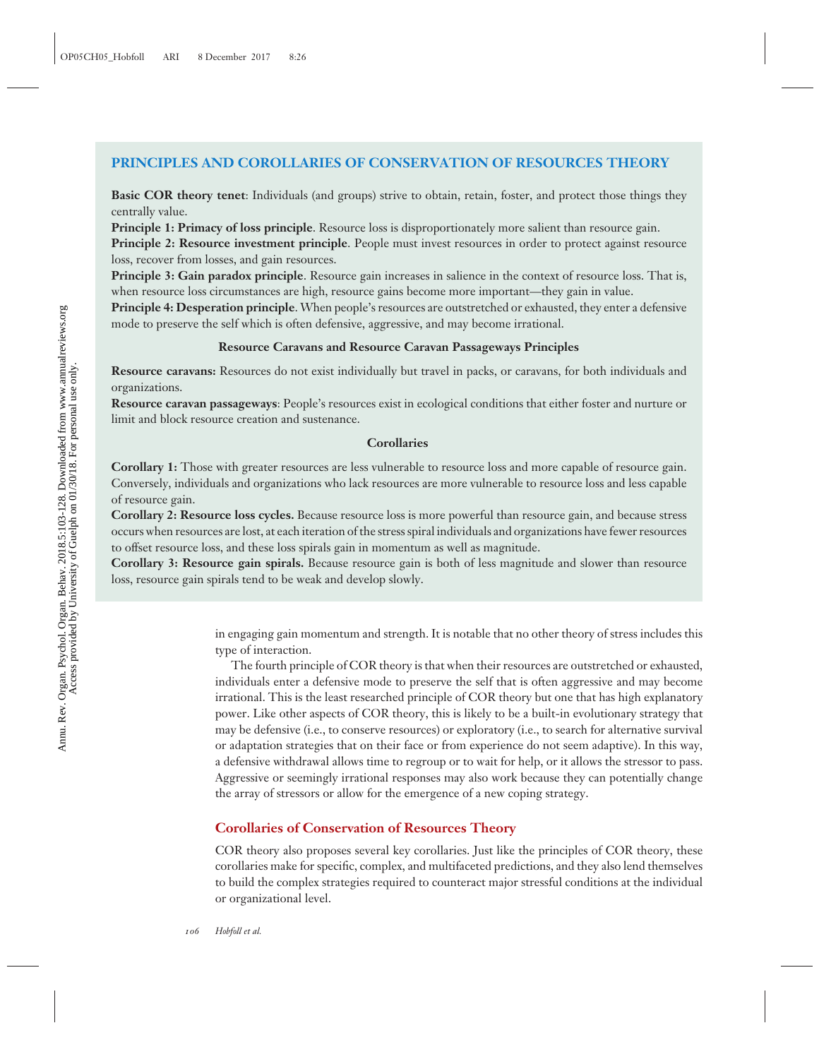## PRINCIPLES AND COROLLARIES OF CONSERVATION OF RESOURCES THEORY

**Basic COR theory tenet**: Individuals (and groups) strive to obtain, retain, foster, and protect those things they centrally value.

**Principle 1: Primacy of loss principle**. Resource loss is disproportionately more salient than resource gain.

**Principle 2: Resource investment principle**. People must invest resources in order to protect against resource loss, recover from losses, and gain resources.

**Principle 3: Gain paradox principle**. Resource gain increases in salience in the context of resource loss. That is, when resource loss circumstances are high, resource gains become more important—they gain in value.

**Principle 4: Desperation principle**. When people's resources are outstretched or exhausted, they enter a defensive mode to preserve the self which is often defensive, aggressive, and may become irrational.

**Resource Caravans and Resource Caravan Passageways Principles**

**Resource caravans:** Resources do not exist individually but travel in packs, or caravans, for both individuals and organizations.

**Resource caravan passageways**: People's resources exist in ecological conditions that either foster and nurture or limit and block resource creation and sustenance.

**Corollaries**

**Corollary 1:** Those with greater resources are less vulnerable to resource loss and more capable of resource gain. Conversely, individuals and organizations who lack resources are more vulnerable to resource loss and less capable of resource gain.

**Corollary 2: Resource loss cycles.** Because resource loss is more powerful than resource gain, and because stress occurs when resources are lost, at each iteration of the stress spiral individuals and organizations have fewer resources to offset resource loss, and these loss spirals gain in momentum as well as magnitude.

**Corollary 3: Resource gain spirals.** Because resource gain is both of less magnitude and slower than resource loss, resource gain spirals tend to be weak and develop slowly.

in engaging gain momentum and strength. It is notable that no other theory of stress includes this type of interaction.

The fourth principle of COR theory is that when their resources are outstretched or exhausted, individuals enter a defensive mode to preserve the self that is often aggressive and may become irrational. This is the least researched principle of COR theory but one that has high explanatory power. Like other aspects of COR theory, this is likely to be a built-in evolutionary strategy that may be defensive (i.e., to conserve resources) or exploratory (i.e., to search for alternative survival or adaptation strategies that on their face or from experience do not seem adaptive). In this way, a defensive withdrawal allows time to regroup or to wait for help, or it allows the stressor to pass. Aggressive or seemingly irrational responses may also work because they can potentially change the array of stressors or allow for the emergence of a new coping strategy.

## Corollaries of Conservation of Resources Theory

COR theory also proposes several key corollaries. Just like the principles of COR theory, these corollaries make for specific, complex, and multifaceted predictions, and they also lend themselves to build the complex strategies required to counteract major stressful conditions at the individual or organizational level.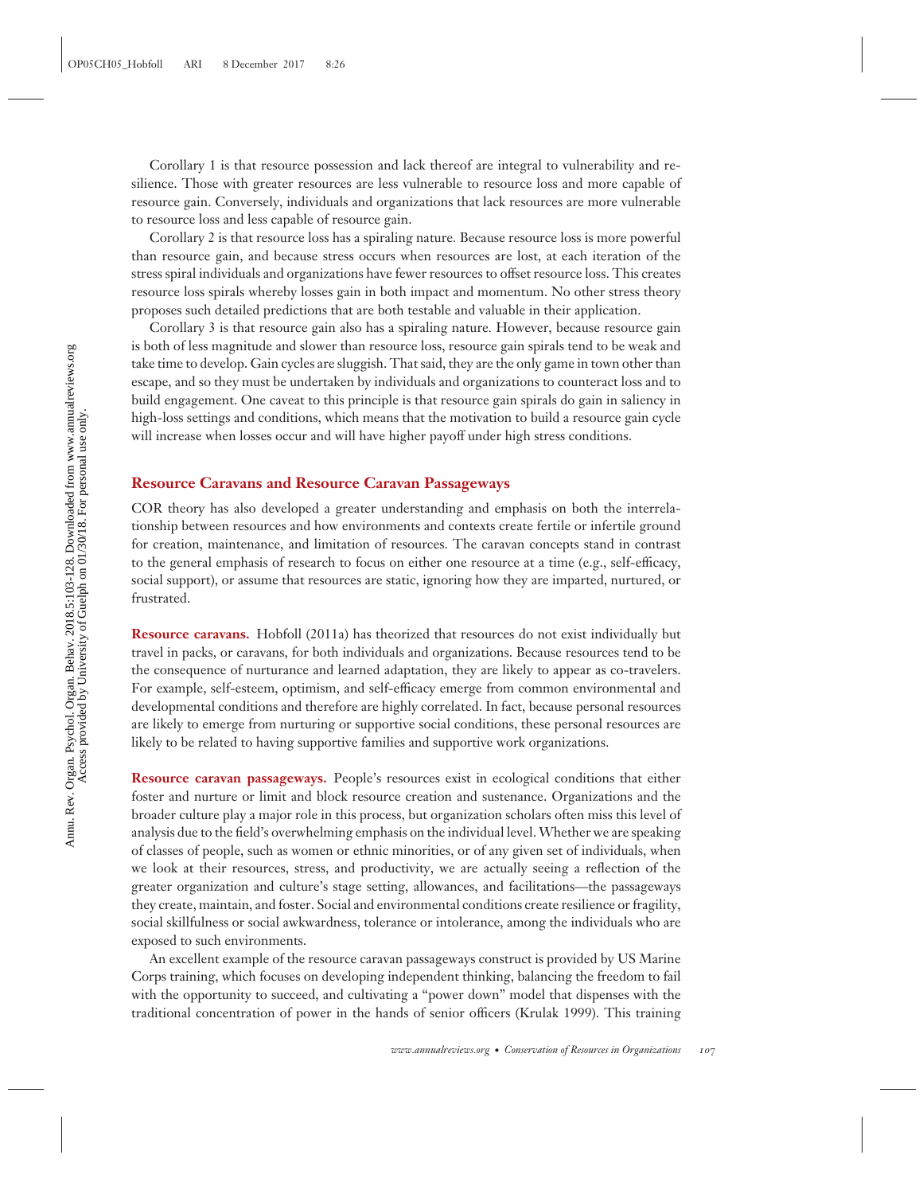Corollary 1 is that resource possession and lack thereof are integral to vulnerability and resilience. Those with greater resources are less vulnerable to resource loss and more capable of resource gain. Conversely, individuals and organizations that lack resources are more vulnerable to resource loss and less capable of resource gain.

Corollary 2 is that resource loss has a spiraling nature. Because resource loss is more powerful than resource gain, and because stress occurs when resources are lost, at each iteration of the stress spiral individuals and organizations have fewer resources to offset resource loss. This creates resource loss spirals whereby losses gain in both impact and momentum. No other stress theory proposes such detailed predictions that are both testable and valuable in their application.

Corollary 3 is that resource gain also has a spiraling nature. However, because resource gain is both of less magnitude and slower than resource loss, resource gain spirals tend to be weak and take time to develop. Gain cycles are sluggish. That said, they are the only game in town other than escape, and so they must be undertaken by individuals and organizations to counteract loss and to build engagement. One caveat to this principle is that resource gain spirals do gain in saliency in high-loss settings and conditions, which means that the motivation to build a resource gain cycle will increase when losses occur and will have higher payoff under high stress conditions.

## Resource Caravans and Resource Caravan Passageways

COR theory has also developed a greater understanding and emphasis on both the interrelationship between resources and how environments and contexts create fertile or infertile ground for creation, maintenance, and limitation of resources. The caravan concepts stand in contrast to the general emphasis of research to focus on either one resource at a time (e.g., self-efficacy, social support), or assume that resources are static, ignoring how they are imparted, nurtured, or frustrated.

**Resource caravans.** Hobfoll (2011a) has theorized that resources do not exist individually but travel in packs, or caravans, for both individuals and organizations. Because resources tend to be the consequence of nurturance and learned adaptation, they are likely to appear as co-travelers. For example, self-esteem, optimism, and self-efficacy emerge from common environmental and developmental conditions and therefore are highly correlated. In fact, because personal resources are likely to emerge from nurturing or supportive social conditions, these personal resources are likely to be related to having supportive families and supportive work organizations.

**Resource caravan passageways.** People's resources exist in ecological conditions that either foster and nurture or limit and block resource creation and sustenance. Organizations and the broader culture play a major role in this process, but organization scholars often miss this level of analysis due to the field's overwhelming emphasis on the individual level. Whether we are speaking of classes of people, such as women or ethnic minorities, or of any given set of individuals, when we look at their resources, stress, and productivity, we are actually seeing a reflection of the greater organization and culture's stage setting, allowances, and facilitations—the passageways they create, maintain, and foster. Social and environmental conditions create resilience or fragility, social skillfulness or social awkwardness, tolerance or intolerance, among the individuals who are exposed to such environments.

An excellent example of the resource caravan passageways construct is provided by US Marine Corps training, which focuses on developing independent thinking, balancing the freedom to fail with the opportunity to succeed, and cultivating a "power down" model that dispenses with the traditional concentration of power in the hands of senior officers (Krulak 1999). This training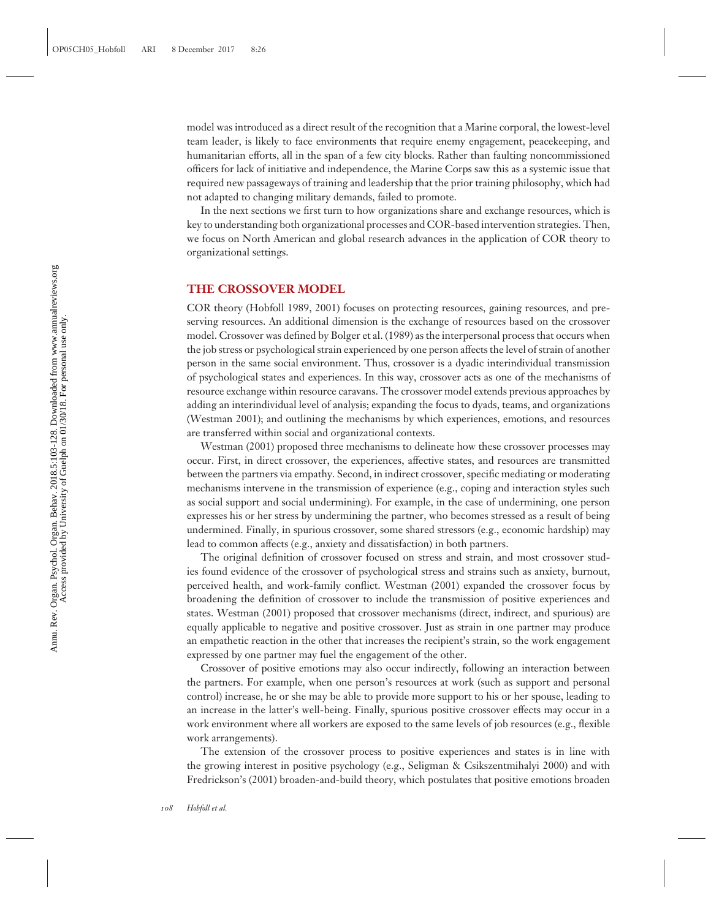model was introduced as a direct result of the recognition that a Marine corporal, the lowest-level team leader, is likely to face environments that require enemy engagement, peacekeeping, and humanitarian efforts, all in the span of a few city blocks. Rather than faulting noncommissioned officers for lack of initiative and independence, the Marine Corps saw this as a systemic issue that required new passageways of training and leadership that the prior training philosophy, which had not adapted to changing military demands, failed to promote.

In the next sections we first turn to how organizations share and exchange resources, which is key to understanding both organizational processes and COR-based intervention strategies. Then, we focus on North American and global research advances in the application of COR theory to organizational settings.

## THE CROSSOVER MODEL

COR theory (Hobfoll 1989, 2001) focuses on protecting resources, gaining resources, and preserving resources. An additional dimension is the exchange of resources based on the crossover model. Crossover was defined by Bolger et al. (1989) as the interpersonal process that occurs when the job stress or psychological strain experienced by one person affects the level of strain of another person in the same social environment. Thus, crossover is a dyadic interindividual transmission of psychological states and experiences. In this way, crossover acts as one of the mechanisms of resource exchange within resource caravans. The crossover model extends previous approaches by adding an interindividual level of analysis; expanding the focus to dyads, teams, and organizations (Westman 2001); and outlining the mechanisms by which experiences, emotions, and resources are transferred within social and organizational contexts.

Westman (2001) proposed three mechanisms to delineate how these crossover processes may occur. First, in direct crossover, the experiences, affective states, and resources are transmitted between the partners via empathy. Second, in indirect crossover, specific mediating or moderating mechanisms intervene in the transmission of experience (e.g., coping and interaction styles such as social support and social undermining). For example, in the case of undermining, one person expresses his or her stress by undermining the partner, who becomes stressed as a result of being undermined. Finally, in spurious crossover, some shared stressors (e.g., economic hardship) may lead to common affects (e.g., anxiety and dissatisfaction) in both partners.

The original definition of crossover focused on stress and strain, and most crossover studies found evidence of the crossover of psychological stress and strains such as anxiety, burnout, perceived health, and work-family conflict. Westman (2001) expanded the crossover focus by broadening the definition of crossover to include the transmission of positive experiences and states. Westman (2001) proposed that crossover mechanisms (direct, indirect, and spurious) are equally applicable to negative and positive crossover. Just as strain in one partner may produce an empathetic reaction in the other that increases the recipient's strain, so the work engagement expressed by one partner may fuel the engagement of the other.

Crossover of positive emotions may also occur indirectly, following an interaction between the partners. For example, when one person's resources at work (such as support and personal control) increase, he or she may be able to provide more support to his or her spouse, leading to an increase in the latter's well-being. Finally, spurious positive crossover effects may occur in a work environment where all workers are exposed to the same levels of job resources (e.g., flexible work arrangements).

The extension of the crossover process to positive experiences and states is in line with the growing interest in positive psychology (e.g., Seligman & Csikszentmihalyi 2000) and with Fredrickson's (2001) broaden-and-build theory, which postulates that positive emotions broaden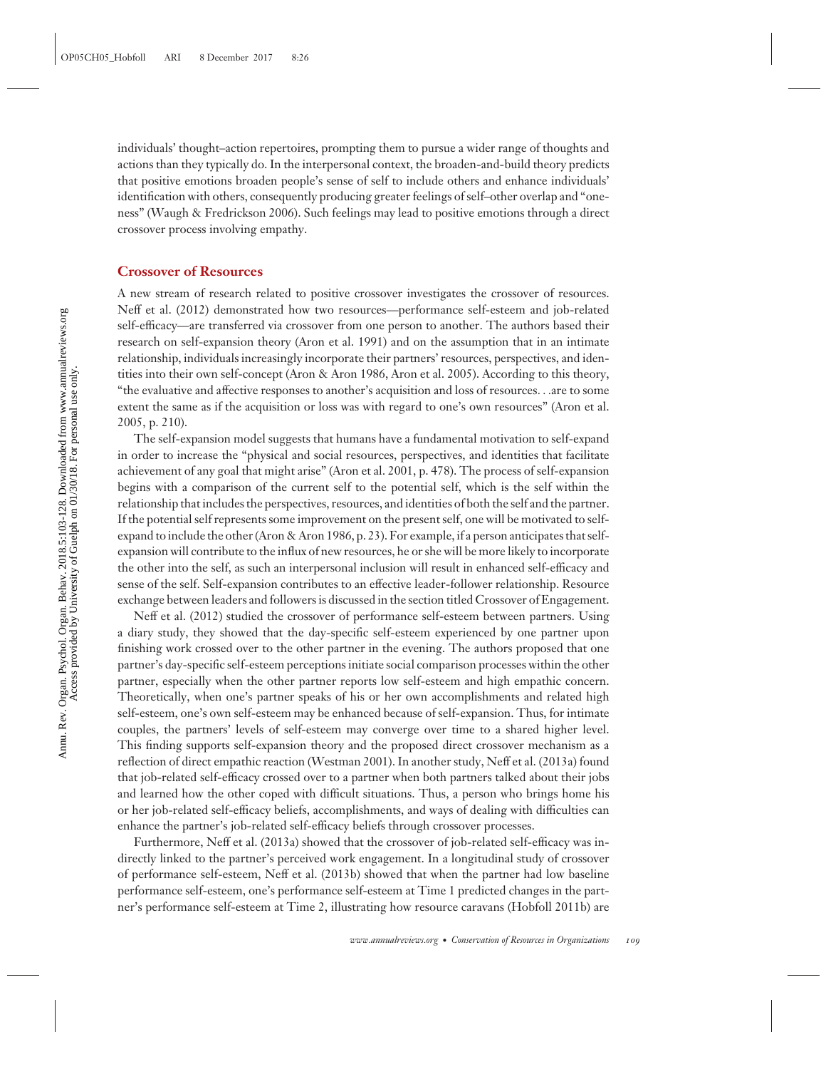individuals' thought–action repertoires, prompting them to pursue a wider range of thoughts and actions than they typically do. In the interpersonal context, the broaden-and-build theory predicts that positive emotions broaden people's sense of self to include others and enhance individuals' identification with others, consequently producing greater feelings of self–other overlap and "oneness" (Waugh & Fredrickson 2006). Such feelings may lead to positive emotions through a direct crossover process involving empathy.

## Crossover of Resources

A new stream of research related to positive crossover investigates the crossover of resources. Neff et al. (2012) demonstrated how two resources—performance self-esteem and job-related self-efficacy—are transferred via crossover from one person to another. The authors based their research on self-expansion theory (Aron et al. 1991) and on the assumption that in an intimate relationship, individuals increasingly incorporate their partners' resources, perspectives, and identities into their own self-concept (Aron & Aron 1986, Aron et al. 2005). According to this theory, "the evaluative and affective responses to another's acquisition and loss of resources. . .are to some extent the same as if the acquisition or loss was with regard to one's own resources" (Aron et al. 2005, p. 210).

The self-expansion model suggests that humans have a fundamental motivation to self-expand in order to increase the "physical and social resources, perspectives, and identities that facilitate achievement of any goal that might arise" (Aron et al. 2001, p. 478). The process of self-expansion begins with a comparison of the current self to the potential self, which is the self within the relationship that includes the perspectives, resources, and identities of both the self and the partner. If the potential self represents some improvement on the present self, one will be motivated to self-expand to include the other (Aron & Aron 1986, p. 23). For example, if a person anticipates that self-expansion will contribute to the influx of new resources, he or she will be more likely to incorporate the other into the self, as such an interpersonal inclusion will result in enhanced self-efficacy and sense of the self. Self-expansion contributes to an effective leader-follower relationship. Resource exchange between leaders and followers is discussed in the section titled Crossover of Engagement.

Neff et al. (2012) studied the crossover of performance self-esteem between partners. Using a diary study, they showed that the day-specific self-esteem experienced by one partner upon finishing work crossed over to the other partner in the evening. The authors proposed that one partner's day-specific self-esteem perceptions initiate social comparison processes within the other partner, especially when the other partner reports low self-esteem and high empathic concern. Theoretically, when one's partner speaks of his or her own accomplishments and related high self-esteem, one's own self-esteem may be enhanced because of self-expansion. Thus, for intimate couples, the partners' levels of self-esteem may converge over time to a shared higher level. This finding supports self-expansion theory and the proposed direct crossover mechanism as a reflection of direct empathic reaction (Westman 2001). In another study, Neff et al. (2013a) found that job-related self-efficacy crossed over to a partner when both partners talked about their jobs and learned how the other coped with difficult situations. Thus, a person who brings home his or her job-related self-efficacy beliefs, accomplishments, and ways of dealing with difficulties can enhance the partner's job-related self-efficacy beliefs through crossover processes.

Furthermore, Neff et al. (2013a) showed that the crossover of job-related self-efficacy was indirectly linked to the partner's perceived work engagement. In a longitudinal study of crossover of performance self-esteem, Neff et al. (2013b) showed that when the partner had low baseline performance self-esteem, one's performance self-esteem at Time 1 predicted changes in the partner's performance self-esteem at Time 2, illustrating how resource caravans (Hobfoll 2011b) are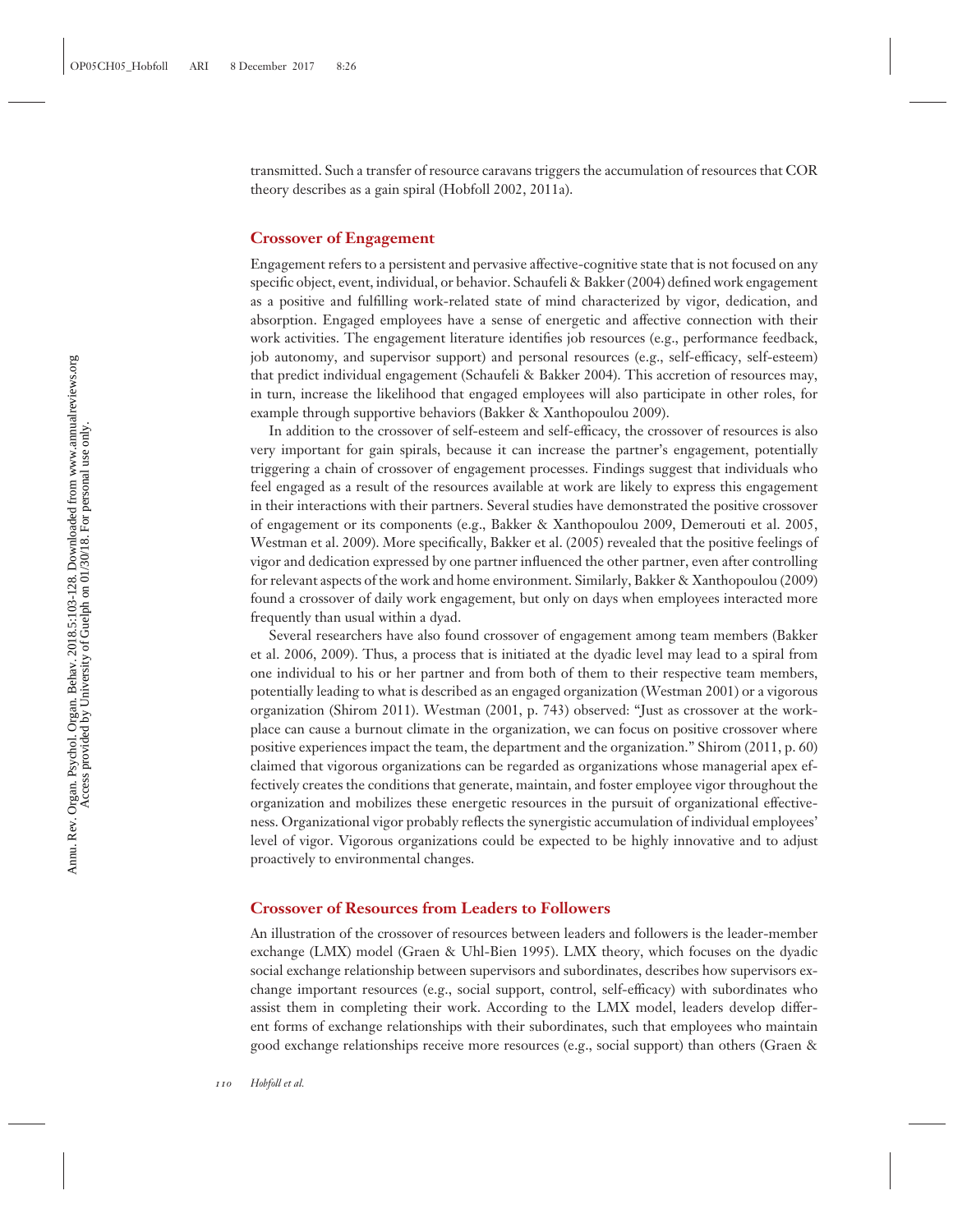transmitted. Such a transfer of resource caravans triggers the accumulation of resources that COR theory describes as a gain spiral (Hobfoll 2002, 2011a).

## Crossover of Engagement

Engagement refers to a persistent and pervasive affective-cognitive state that is not focused on any specific object, event, individual, or behavior. Schaufeli & Bakker (2004) defined work engagement as a positive and fulfilling work-related state of mind characterized by vigor, dedication, and absorption. Engaged employees have a sense of energetic and affective connection with their work activities. The engagement literature identifies job resources (e.g., performance feedback, job autonomy, and supervisor support) and personal resources (e.g., self-efficacy, self-esteem) that predict individual engagement (Schaufeli & Bakker 2004). This accretion of resources may, in turn, increase the likelihood that engaged employees will also participate in other roles, for example through supportive behaviors (Bakker & Xanthopoulou 2009).

In addition to the crossover of self-esteem and self-efficacy, the crossover of resources is also very important for gain spirals, because it can increase the partner's engagement, potentially triggering a chain of crossover of engagement processes. Findings suggest that individuals who feel engaged as a result of the resources available at work are likely to express this engagement in their interactions with their partners. Several studies have demonstrated the positive crossover of engagement or its components (e.g., Bakker & Xanthopoulou 2009, Demerouti et al. 2005, Westman et al. 2009). More specifically, Bakker et al. (2005) revealed that the positive feelings of vigor and dedication expressed by one partner influenced the other partner, even after controlling for relevant aspects of the work and home environment. Similarly, Bakker & Xanthopoulou (2009) found a crossover of daily work engagement, but only on days when employees interacted more frequently than usual within a dyad.

Several researchers have also found crossover of engagement among team members (Bakker et al. 2006, 2009). Thus, a process that is initiated at the dyadic level may lead to a spiral from one individual to his or her partner and from both of them to their respective team members, potentially leading to what is described as an engaged organization (Westman 2001) or a vigorous organization (Shirom 2011). Westman (2001, p. 743) observed: "Just as crossover at the workplace can cause a burnout climate in the organization, we can focus on positive crossover where positive experiences impact the team, the department and the organization." Shirom (2011, p. 60) claimed that vigorous organizations can be regarded as organizations whose managerial apex effectively creates the conditions that generate, maintain, and foster employee vigor throughout the organization and mobilizes these energetic resources in the pursuit of organizational effectiveness. Organizational vigor probably reflects the synergistic accumulation of individual employees' level of vigor. Vigorous organizations could be expected to be highly innovative and to adjust proactively to environmental changes.

## Crossover of Resources from Leaders to Followers

An illustration of the crossover of resources between leaders and followers is the leader-member exchange (LMX) model (Graen & Uhl-Bien 1995). LMX theory, which focuses on the dyadic social exchange relationship between supervisors and subordinates, describes how supervisors exchange important resources (e.g., social support, control, self-efficacy) with subordinates who assist them in completing their work. According to the LMX model, leaders develop different forms of exchange relationships with their subordinates, such that employees who maintain good exchange relationships receive more resources (e.g., social support) than others (Graen &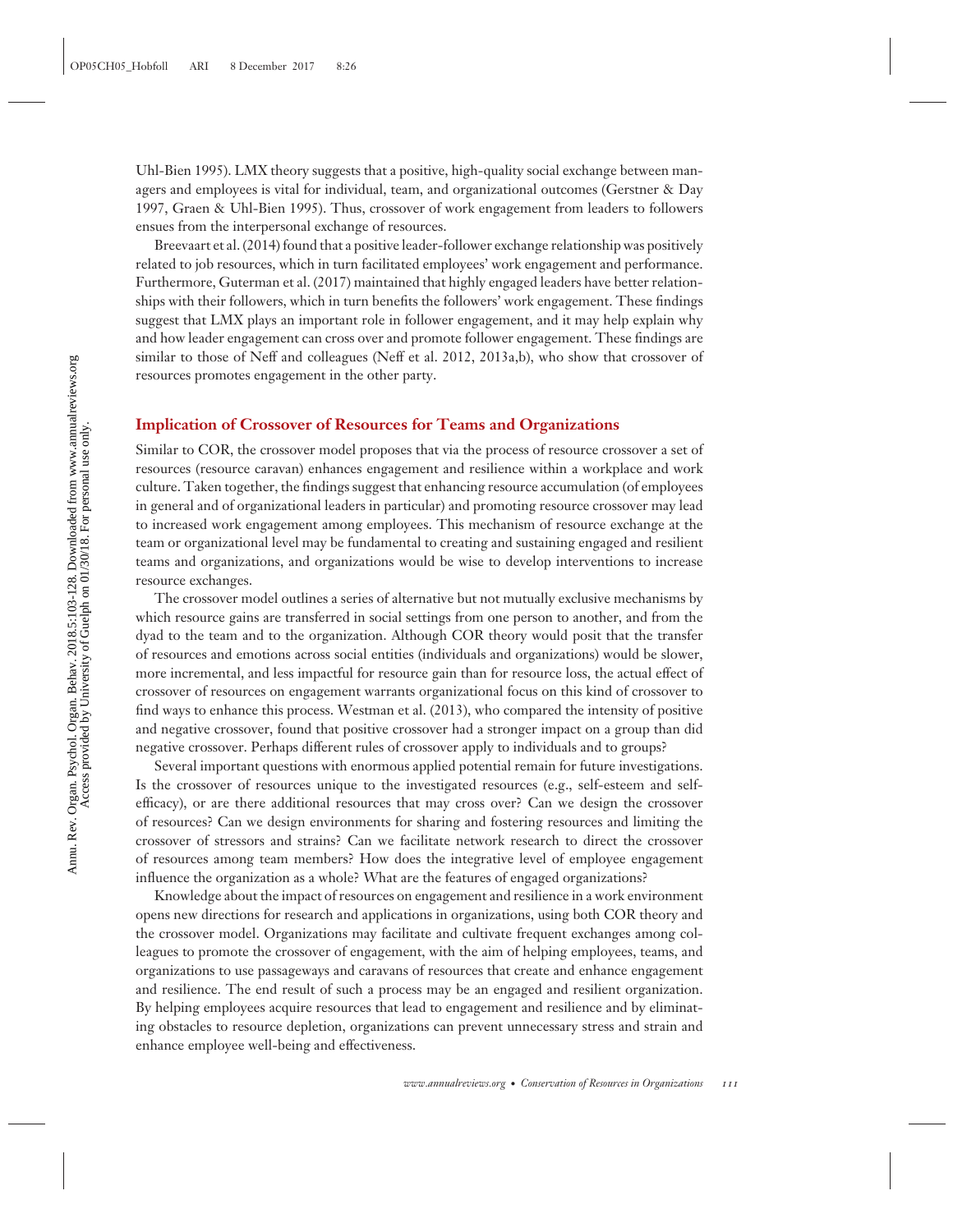Uhl-Bien 1995). LMX theory suggests that a positive, high-quality social exchange between managers and employees is vital for individual, team, and organizational outcomes (Gerstner & Day 1997, Graen & Uhl-Bien 1995). Thus, crossover of work engagement from leaders to followers ensues from the interpersonal exchange of resources.

Breevaart et al. (2014) found that a positive leader-follower exchange relationship was positively related to job resources, which in turn facilitated employees' work engagement and performance. Furthermore, Guterman et al. (2017) maintained that highly engaged leaders have better relationships with their followers, which in turn benefits the followers' work engagement. These findings suggest that LMX plays an important role in follower engagement, and it may help explain why and how leader engagement can cross over and promote follower engagement. These findings are similar to those of Neff and colleagues (Neff et al. 2012, 2013a,b), who show that crossover of resources promotes engagement in the other party.

## Implication of Crossover of Resources for Teams and Organizations

Similar to COR, the crossover model proposes that via the process of resource crossover a set of resources (resource caravan) enhances engagement and resilience within a workplace and work culture. Taken together, the findings suggest that enhancing resource accumulation (of employees in general and of organizational leaders in particular) and promoting resource crossover may lead to increased work engagement among employees. This mechanism of resource exchange at the team or organizational level may be fundamental to creating and sustaining engaged and resilient teams and organizations, and organizations would be wise to develop interventions to increase resource exchanges.

The crossover model outlines a series of alternative but not mutually exclusive mechanisms by which resource gains are transferred in social settings from one person to another, and from the dyad to the team and to the organization. Although COR theory would posit that the transfer of resources and emotions across social entities (individuals and organizations) would be slower, more incremental, and less impactful for resource gain than for resource loss, the actual effect of crossover of resources on engagement warrants organizational focus on this kind of crossover to find ways to enhance this process. Westman et al. (2013), who compared the intensity of positive and negative crossover, found that positive crossover had a stronger impact on a group than did negative crossover. Perhaps different rules of crossover apply to individuals and to groups?

Several important questions with enormous applied potential remain for future investigations. Is the crossover of resources unique to the investigated resources (e.g., self-esteem and self-efficacy), or are there additional resources that may cross over? Can we design the crossover of resources? Can we design environments for sharing and fostering resources and limiting the crossover of stressors and strains? Can we facilitate network research to direct the crossover of resources among team members? How does the integrative level of employee engagement influence the organization as a whole? What are the features of engaged organizations?

Knowledge about the impact of resources on engagement and resilience in a work environment opens new directions for research and applications in organizations, using both COR theory and the crossover model. Organizations may facilitate and cultivate frequent exchanges among colleagues to promote the crossover of engagement, with the aim of helping employees, teams, and organizations to use passageways and caravans of resources that create and enhance engagement and resilience. The end result of such a process may be an engaged and resilient organization. By helping employees acquire resources that lead to engagement and resilience and by eliminating obstacles to resource depletion, organizations can prevent unnecessary stress and strain and enhance employee well-being and effectiveness.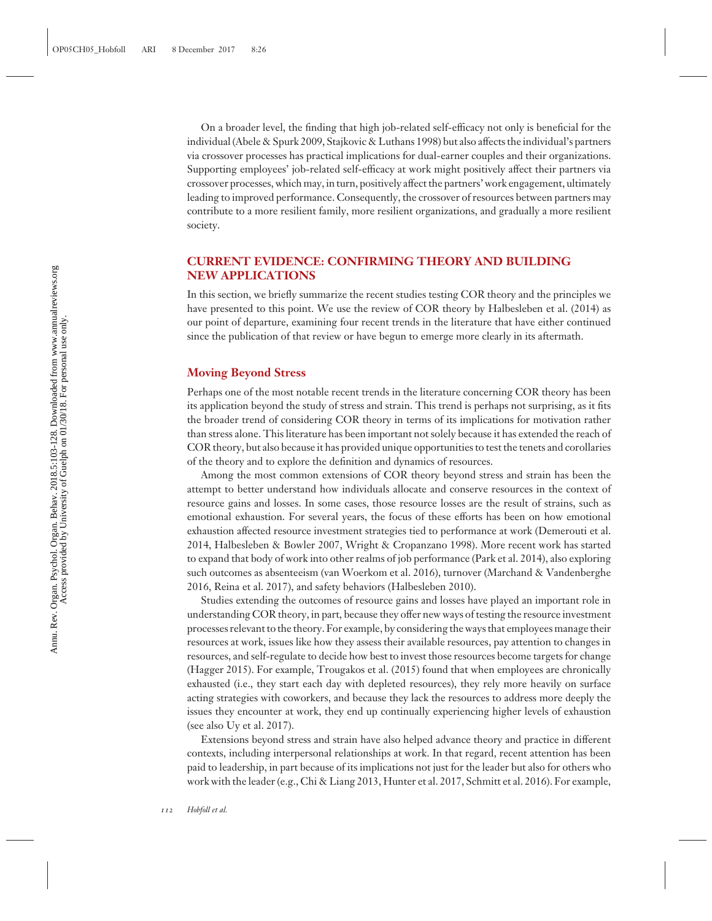On a broader level, the finding that high job-related self-efficacy not only is beneficial for the individual (Abele & Spurk 2009, Stajkovic & Luthans 1998) but also affects the individual's partners via crossover processes has practical implications for dual-earner couples and their organizations. Supporting employees' job-related self-efficacy at work might positively affect their partners via crossover processes, which may, in turn, positively affect the partners' work engagement, ultimately leading to improved performance. Consequently, the crossover of resources between partners may contribute to a more resilient family, more resilient organizations, and gradually a more resilient society.

## CURRENT EVIDENCE: CONFIRMING THEORY AND BUILDING NEW APPLICATIONS

In this section, we briefly summarize the recent studies testing COR theory and the principles we have presented to this point. We use the review of COR theory by Halbesleben et al. (2014) as our point of departure, examining four recent trends in the literature that have either continued since the publication of that review or have begun to emerge more clearly in its aftermath.

### Moving Beyond Stress

Perhaps one of the most notable recent trends in the literature concerning COR theory has been its application beyond the study of stress and strain. This trend is perhaps not surprising, as it fits the broader trend of considering COR theory in terms of its implications for motivation rather than stress alone. This literature has been important not solely because it has extended the reach of COR theory, but also because it has provided unique opportunities to test the tenets and corollaries of the theory and to explore the definition and dynamics of resources.

Among the most common extensions of COR theory beyond stress and strain has been the attempt to better understand how individuals allocate and conserve resources in the context of resource gains and losses. In some cases, those resource losses are the result of strains, such as emotional exhaustion. For several years, the focus of these efforts has been on how emotional exhaustion affected resource investment strategies tied to performance at work (Demerouti et al. 2014, Halbesleben & Bowler 2007, Wright & Cropanzano 1998). More recent work has started to expand that body of work into other realms of job performance (Park et al. 2014), also exploring such outcomes as absenteeism (van Woerkom et al. 2016), turnover (Marchand & Vandenberghe 2016, Reina et al. 2017), and safety behaviors (Halbesleben 2010).

Studies extending the outcomes of resource gains and losses have played an important role in understanding COR theory, in part, because they offer new ways of testing the resource investment processes relevant to the theory. For example, by considering the ways that employees manage their resources at work, issues like how they assess their available resources, pay attention to changes in resources, and self-regulate to decide how best to invest those resources become targets for change (Hagger 2015). For example, Trougakos et al. (2015) found that when employees are chronically exhausted (i.e., they start each day with depleted resources), they rely more heavily on surface acting strategies with coworkers, and because they lack the resources to address more deeply the issues they encounter at work, they end up continually experiencing higher levels of exhaustion (see also Uy et al. 2017).

Extensions beyond stress and strain have also helped advance theory and practice in different contexts, including interpersonal relationships at work. In that regard, recent attention has been paid to leadership, in part because of its implications not just for the leader but also for others who work with the leader (e.g., Chi & Liang 2013, Hunter et al. 2017, Schmitt et al. 2016). For example,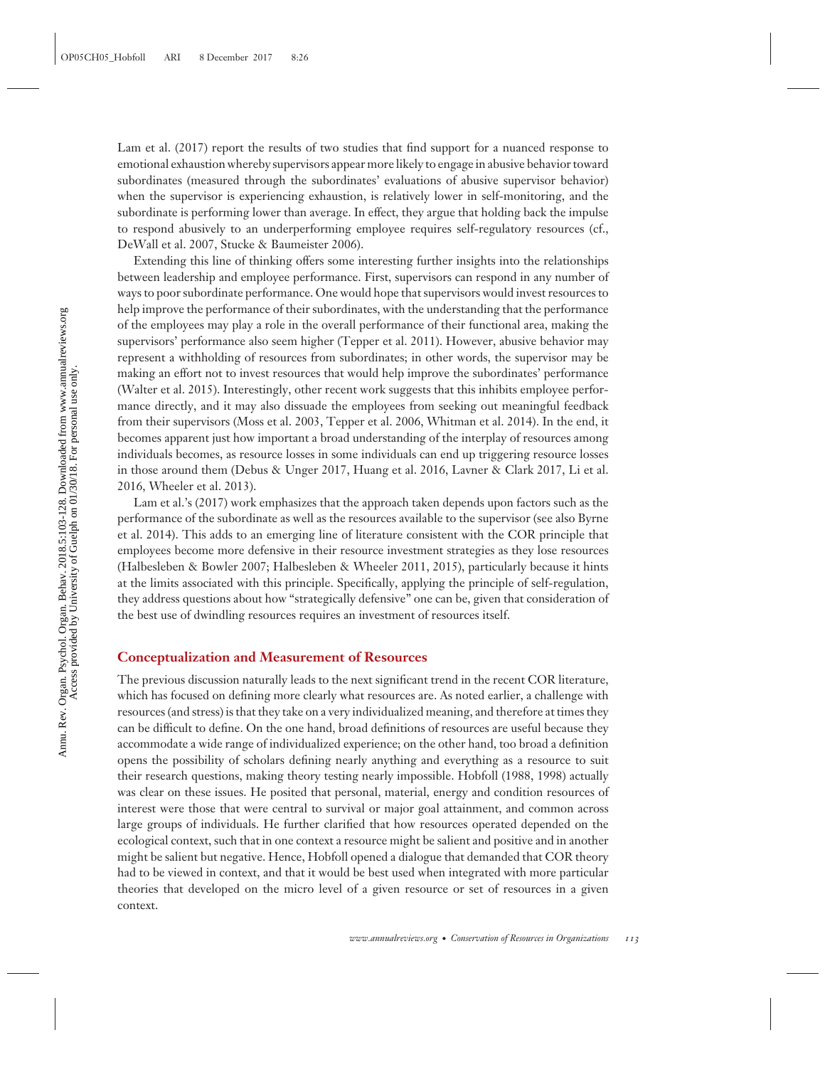Lam et al. (2017) report the results of two studies that find support for a nuanced response to emotional exhaustion whereby supervisors appear more likely to engage in abusive behavior toward subordinates (measured through the subordinates' evaluations of abusive supervisor behavior) when the supervisor is experiencing exhaustion, is relatively lower in self-monitoring, and the subordinate is performing lower than average. In effect, they argue that holding back the impulse to respond abusively to an underperforming employee requires self-regulatory resources (cf., DeWall et al. 2007, Stucke & Baumeister 2006).

Extending this line of thinking offers some interesting further insights into the relationships between leadership and employee performance. First, supervisors can respond in any number of ways to poor subordinate performance. One would hope that supervisors would invest resources to help improve the performance of their subordinates, with the understanding that the performance of the employees may play a role in the overall performance of their functional area, making the supervisors' performance also seem higher (Tepper et al. 2011). However, abusive behavior may represent a withholding of resources from subordinates; in other words, the supervisor may be making an effort not to invest resources that would help improve the subordinates' performance (Walter et al. 2015). Interestingly, other recent work suggests that this inhibits employee performance directly, and it may also dissuade the employees from seeking out meaningful feedback from their supervisors (Moss et al. 2003, Tepper et al. 2006, Whitman et al. 2014). In the end, it becomes apparent just how important a broad understanding of the interplay of resources among individuals becomes, as resource losses in some individuals can end up triggering resource losses in those around them (Debus & Unger 2017, Huang et al. 2016, Lavner & Clark 2017, Li et al. 2016, Wheeler et al. 2013).

Lam et al.'s (2017) work emphasizes that the approach taken depends upon factors such as the performance of the subordinate as well as the resources available to the supervisor (see also Byrne et al. 2014). This adds to an emerging line of literature consistent with the COR principle that employees become more defensive in their resource investment strategies as they lose resources (Halbesleben & Bowler 2007; Halbesleben & Wheeler 2011, 2015), particularly because it hints at the limits associated with this principle. Specifically, applying the principle of self-regulation, they address questions about how "strategically defensive" one can be, given that consideration of the best use of dwindling resources requires an investment of resources itself.

## Conceptualization and Measurement of Resources

The previous discussion naturally leads to the next significant trend in the recent COR literature, which has focused on defining more clearly what resources are. As noted earlier, a challenge with resources (and stress) is that they take on a very individualized meaning, and therefore at times they can be difficult to define. On the one hand, broad definitions of resources are useful because they accommodate a wide range of individualized experience; on the other hand, too broad a definition opens the possibility of scholars defining nearly anything and everything as a resource to suit their research questions, making theory testing nearly impossible. Hobfoll (1988, 1998) actually was clear on these issues. He posited that personal, material, energy and condition resources of interest were those that were central to survival or major goal attainment, and common across large groups of individuals. He further clarified that how resources operated depended on the ecological context, such that in one context a resource might be salient and positive and in another might be salient but negative. Hence, Hobfoll opened a dialogue that demanded that COR theory had to be viewed in context, and that it would be best used when integrated with more particular theories that developed on the micro level of a given resource or set of resources in a given context.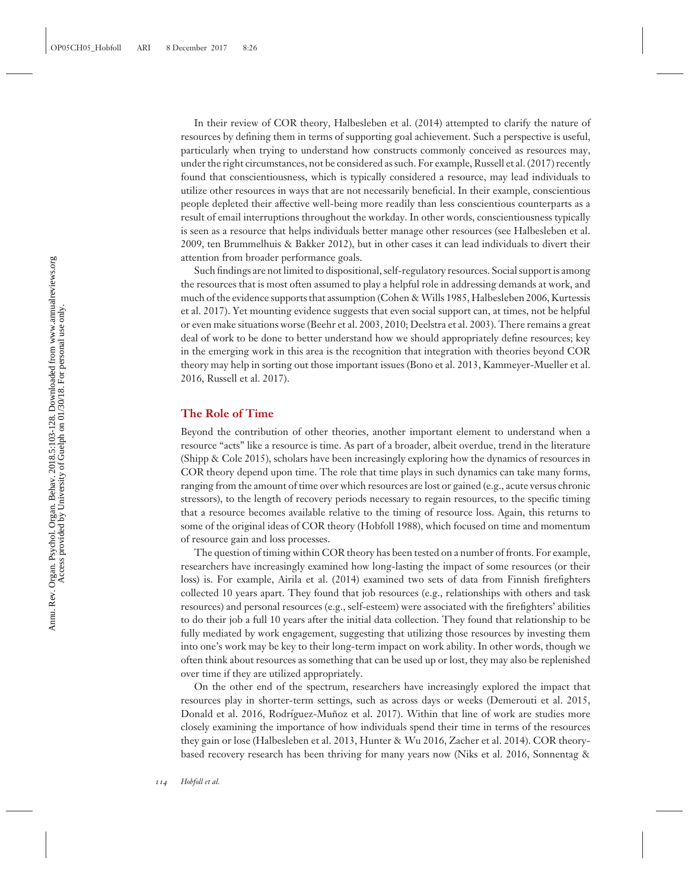In their review of COR theory, Halbesleben et al. (2014) attempted to clarify the nature of resources by defining them in terms of supporting goal achievement. Such a perspective is useful, particularly when trying to understand how constructs commonly conceived as resources may, under the right circumstances, not be considered as such. For example, Russell et al. (2017) recently found that conscientiousness, which is typically considered a resource, may lead individuals to utilize other resources in ways that are not necessarily beneficial. In their example, conscientious people depleted their affective well-being more readily than less conscientious counterparts as a result of email interruptions throughout the workday. In other words, conscientiousness typically is seen as a resource that helps individuals better manage other resources (see Halbesleben et al. 2009, ten Brummelhuis & Bakker 2012), but in other cases it can lead individuals to divert their attention from broader performance goals.

Such findings are not limited to dispositional, self-regulatory resources. Social support is among the resources that is most often assumed to play a helpful role in addressing demands at work, and much of the evidence supports that assumption (Cohen & Wills 1985, Halbesleben 2006, Kurtessis et al. 2017). Yet mounting evidence suggests that even social support can, at times, not be helpful or even make situations worse (Beehr et al. 2003, 2010; Deelstra et al. 2003). There remains a great deal of work to be done to better understand how we should appropriately define resources; key in the emerging work in this area is the recognition that integration with theories beyond COR theory may help in sorting out those important issues (Bono et al. 2013, Kammeyer-Mueller et al. 2016, Russell et al. 2017).

## The Role of Time

Beyond the contribution of other theories, another important element to understand when a resource "acts" like a resource is time. As part of a broader, albeit overdue, trend in the literature (Shipp & Cole 2015), scholars have been increasingly exploring how the dynamics of resources in COR theory depend upon time. The role that time plays in such dynamics can take many forms, ranging from the amount of time over which resources are lost or gained (e.g., acute versus chronic stressors), to the length of recovery periods necessary to regain resources, to the specific timing that a resource becomes available relative to the timing of resource loss. Again, this returns to some of the original ideas of COR theory (Hobfoll 1988), which focused on time and momentum of resource gain and loss processes.

The question of timing within COR theory has been tested on a number of fronts. For example, researchers have increasingly examined how long-lasting the impact of some resources (or their loss) is. For example, Airila et al. (2014) examined two sets of data from Finnish firefighters collected 10 years apart. They found that job resources (e.g., relationships with others and task resources) and personal resources (e.g., self-esteem) were associated with the firefighters' abilities to do their job a full 10 years after the initial data collection. They found that relationship to be fully mediated by work engagement, suggesting that utilizing those resources by investing them into one's work may be key to their long-term impact on work ability. In other words, though we often think about resources as something that can be used up or lost, they may also be replenished over time if they are utilized appropriately.

On the other end of the spectrum, researchers have increasingly explored the impact that resources play in shorter-term settings, such as across days or weeks (Demerouti et al. 2015, Donald et al. 2016, Rodríguez-Muñoz et al. 2017). Within that line of work are studies more closely examining the importance of how individuals spend their time in terms of the resources they gain or lose (Halbesleben et al. 2013, Hunter & Wu 2016, Zacher et al. 2014). COR theory-based recovery research has been thriving for many years now (Niks et al. 2016, Sonnentag &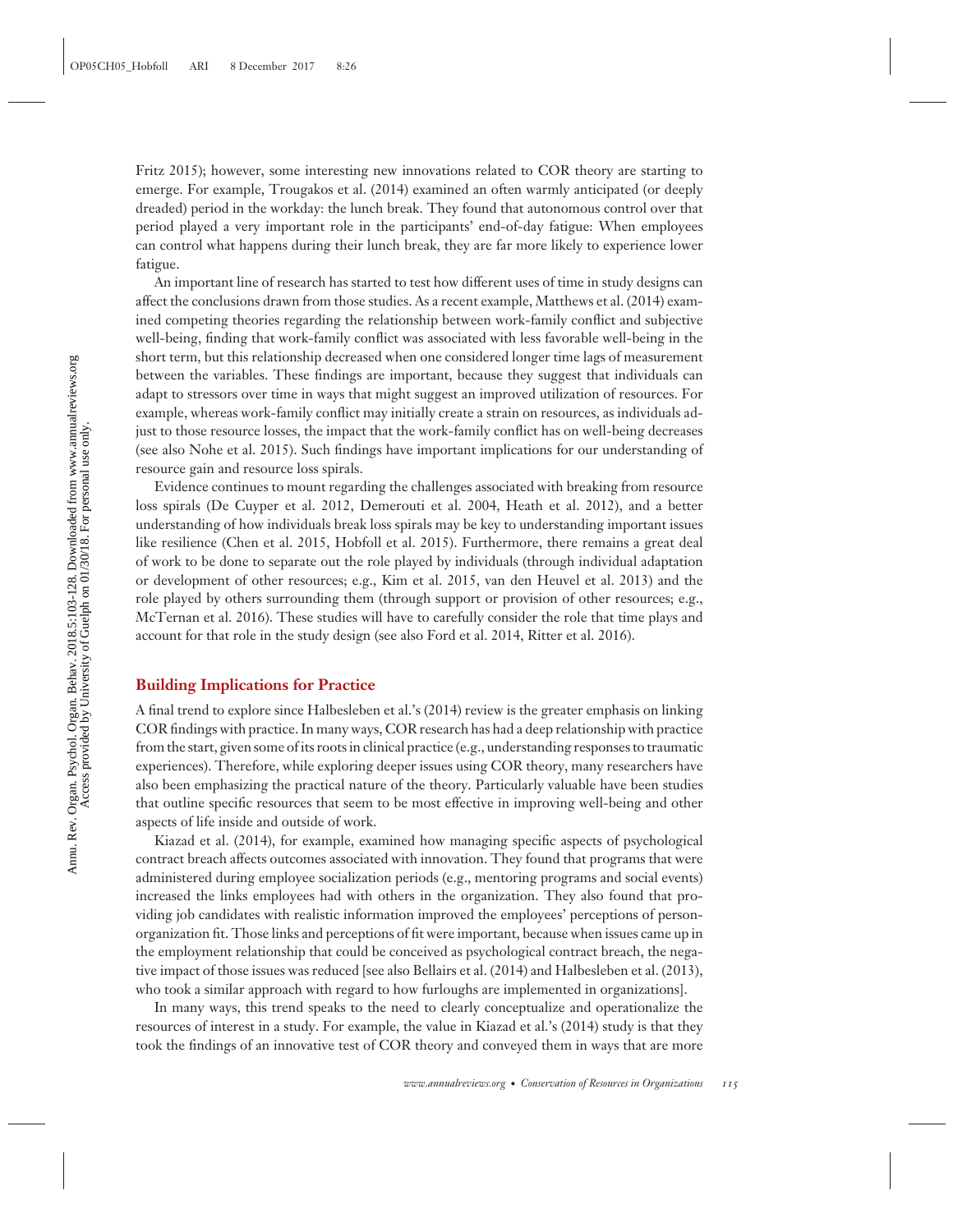Fritz 2015); however, some interesting new innovations related to COR theory are starting to emerge. For example, Trougakos et al. (2014) examined an often warmly anticipated (or deeply dreaded) period in the workday: the lunch break. They found that autonomous control over that period played a very important role in the participants' end-of-day fatigue: When employees can control what happens during their lunch break, they are far more likely to experience lower fatigue.

An important line of research has started to test how different uses of time in study designs can affect the conclusions drawn from those studies. As a recent example, Matthews et al. (2014) examined competing theories regarding the relationship between work-family conflict and subjective well-being, finding that work-family conflict was associated with less favorable well-being in the short term, but this relationship decreased when one considered longer time lags of measurement between the variables. These findings are important, because they suggest that individuals can adapt to stressors over time in ways that might suggest an improved utilization of resources. For example, whereas work-family conflict may initially create a strain on resources, as individuals adjust to those resource losses, the impact that the work-family conflict has on well-being decreases (see also Nohe et al. 2015). Such findings have important implications for our understanding of resource gain and resource loss spirals.

Evidence continues to mount regarding the challenges associated with breaking from resource loss spirals (De Cuyper et al. 2012, Demerouti et al. 2004, Heath et al. 2012), and a better understanding of how individuals break loss spirals may be key to understanding important issues like resilience (Chen et al. 2015, Hobfoll et al. 2015). Furthermore, there remains a great deal of work to be done to separate out the role played by individuals (through individual adaptation or development of other resources; e.g., Kim et al. 2015, van den Heuvel et al. 2013) and the role played by others surrounding them (through support or provision of other resources; e.g., McTernan et al. 2016). These studies will have to carefully consider the role that time plays and account for that role in the study design (see also Ford et al. 2014, Ritter et al. 2016).

## Building Implications for Practice

A final trend to explore since Halbesleben et al.'s (2014) review is the greater emphasis on linking COR findings with practice. In many ways, COR research has had a deep relationship with practice from the start, given some of its roots in clinical practice (e.g., understanding responses to traumatic experiences). Therefore, while exploring deeper issues using COR theory, many researchers have also been emphasizing the practical nature of the theory. Particularly valuable have been studies that outline specific resources that seem to be most effective in improving well-being and other aspects of life inside and outside of work.

Kiazad et al. (2014), for example, examined how managing specific aspects of psychological contract breach affects outcomes associated with innovation. They found that programs that were administered during employee socialization periods (e.g., mentoring programs and social events) increased the links employees had with others in the organization. They also found that providing job candidates with realistic information improved the employees' perceptions of person-organization fit. Those links and perceptions of fit were important, because when issues came up in the employment relationship that could be conceived as psychological contract breach, the negative impact of those issues was reduced [see also Bellairs et al. (2014) and Halbesleben et al. (2013), who took a similar approach with regard to how furloughs are implemented in organizations].

In many ways, this trend speaks to the need to clearly conceptualize and operationalize the resources of interest in a study. For example, the value in Kiazad et al.'s (2014) study is that they took the findings of an innovative test of COR theory and conveyed them in ways that are more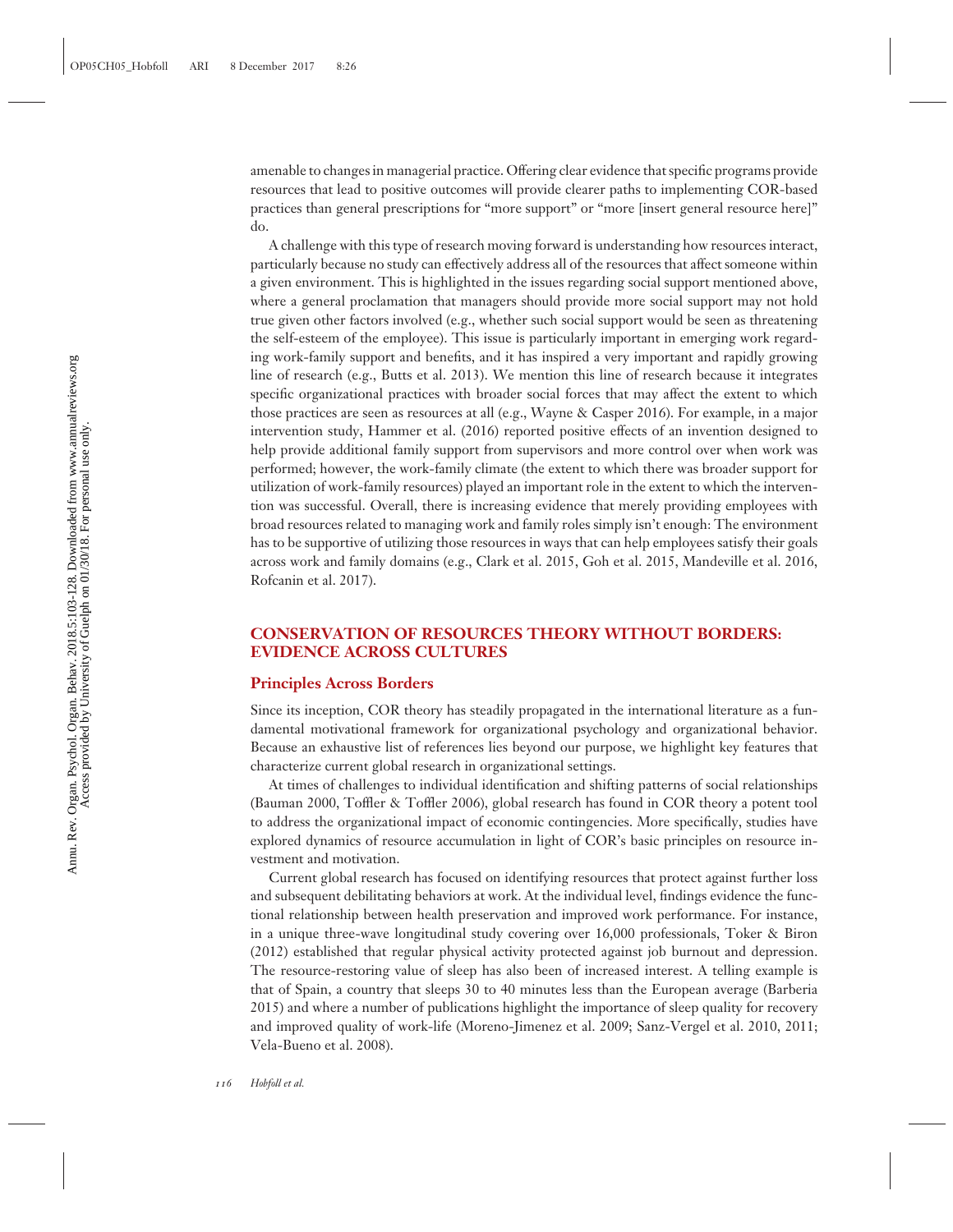amenable to changes in managerial practice. Offering clear evidence that specific programs provide resources that lead to positive outcomes will provide clearer paths to implementing COR-based practices than general prescriptions for "more support" or "more [insert general resource here]" do.

A challenge with this type of research moving forward is understanding how resources interact, particularly because no study can effectively address all of the resources that affect someone within a given environment. This is highlighted in the issues regarding social support mentioned above, where a general proclamation that managers should provide more social support may not hold true given other factors involved (e.g., whether such social support would be seen as threatening the self-esteem of the employee). This issue is particularly important in emerging work regarding work-family support and benefits, and it has inspired a very important and rapidly growing line of research (e.g., Butts et al. 2013). We mention this line of research because it integrates specific organizational practices with broader social forces that may affect the extent to which those practices are seen as resources at all (e.g., Wayne & Casper 2016). For example, in a major intervention study, Hammer et al. (2016) reported positive effects of an invention designed to help provide additional family support from supervisors and more control over when work was performed; however, the work-family climate (the extent to which there was broader support for utilization of work-family resources) played an important role in the extent to which the intervention was successful. Overall, there is increasing evidence that merely providing employees with broad resources related to managing work and family roles simply isn't enough: The environment has to be supportive of utilizing those resources in ways that can help employees satisfy their goals across work and family domains (e.g., Clark et al. 2015, Goh et al. 2015, Mandeville et al. 2016, Rofcanin et al. 2017).

## CONSERVATION OF RESOURCES THEORY WITHOUT BORDERS: EVIDENCE ACROSS CULTURES

### Principles Across Borders

Since its inception, COR theory has steadily propagated in the international literature as a fundamental motivational framework for organizational psychology and organizational behavior. Because an exhaustive list of references lies beyond our purpose, we highlight key features that characterize current global research in organizational settings.

At times of challenges to individual identification and shifting patterns of social relationships (Bauman 2000, Toffler & Toffler 2006), global research has found in COR theory a potent tool to address the organizational impact of economic contingencies. More specifically, studies have explored dynamics of resource accumulation in light of COR's basic principles on resource investment and motivation.

Current global research has focused on identifying resources that protect against further loss and subsequent debilitating behaviors at work. At the individual level, findings evidence the functional relationship between health preservation and improved work performance. For instance, in a unique three-wave longitudinal study covering over 16,000 professionals, Toker & Biron (2012) established that regular physical activity protected against job burnout and depression. The resource-restoring value of sleep has also been of increased interest. A telling example is that of Spain, a country that sleeps 30 to 40 minutes less than the European average (Barberia 2015) and where a number of publications highlight the importance of sleep quality for recovery and improved quality of work-life (Moreno-Jimenez et al. 2009; Sanz-Vergel et al. 2010, 2011; Vela-Bueno et al. 2008).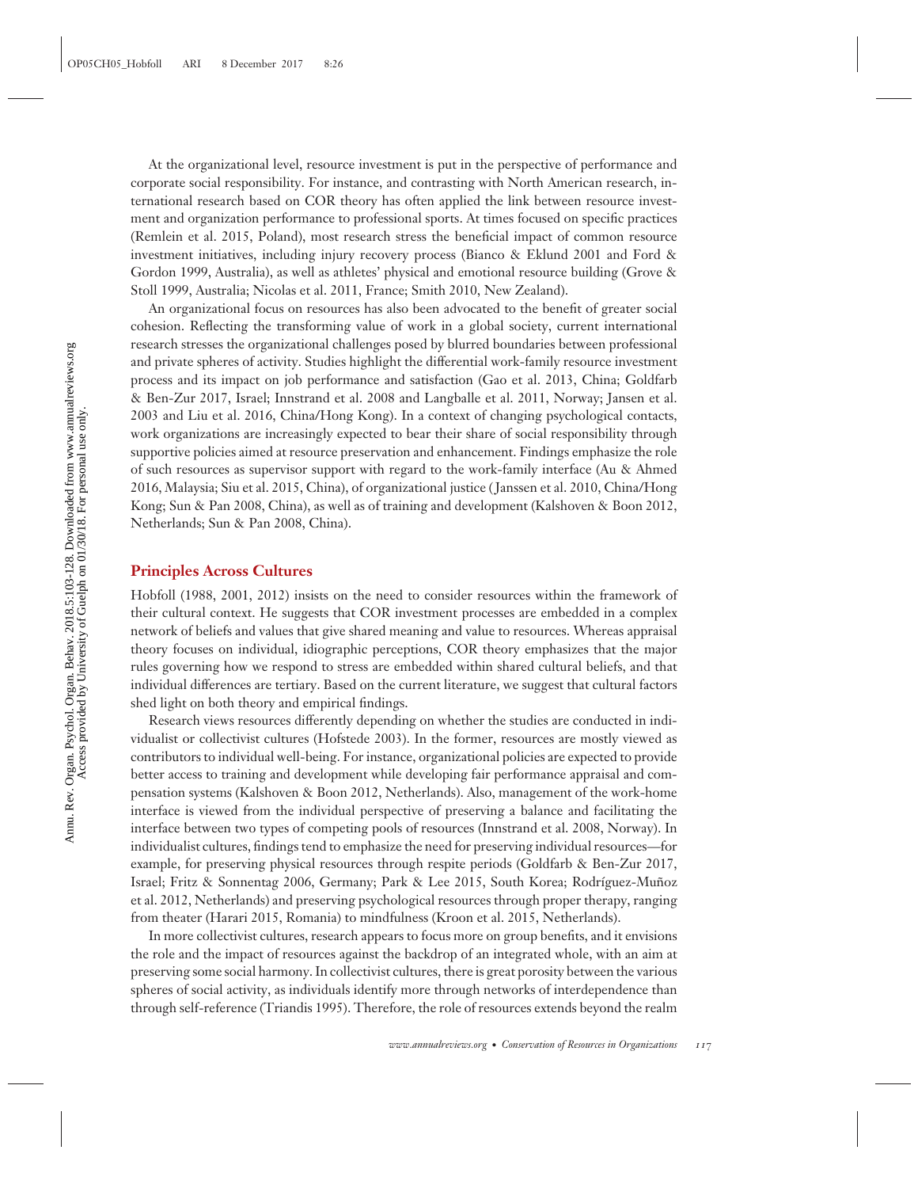At the organizational level, resource investment is put in the perspective of performance and corporate social responsibility. For instance, and contrasting with North American research, international research based on COR theory has often applied the link between resource investment and organization performance to professional sports. At times focused on specific practices (Remlein et al. 2015, Poland), most research stress the beneficial impact of common resource investment initiatives, including injury recovery process (Bianco & Eklund 2001 and Ford & Gordon 1999, Australia), as well as athletes' physical and emotional resource building (Grove & Stoll 1999, Australia; Nicolas et al. 2011, France; Smith 2010, New Zealand).

An organizational focus on resources has also been advocated to the benefit of greater social cohesion. Reflecting the transforming value of work in a global society, current international research stresses the organizational challenges posed by blurred boundaries between professional and private spheres of activity. Studies highlight the differential work-family resource investment process and its impact on job performance and satisfaction (Gao et al. 2013, China; Goldfarb & Ben-Zur 2017, Israel; Innstrand et al. 2008 and Langballe et al. 2011, Norway; Jansen et al. 2003 and Liu et al. 2016, China/Hong Kong). In a context of changing psychological contacts, work organizations are increasingly expected to bear their share of social responsibility through supportive policies aimed at resource preservation and enhancement. Findings emphasize the role of such resources as supervisor support with regard to the work-family interface (Au & Ahmed 2016, Malaysia; Siu et al. 2015, China), of organizational justice (Janssen et al. 2010, China/Hong Kong; Sun & Pan 2008, China), as well as of training and development (Kalshoven & Boon 2012, Netherlands; Sun & Pan 2008, China).

## Principles Across Cultures

Hobfoll (1988, 2001, 2012) insists on the need to consider resources within the framework of their cultural context. He suggests that COR investment processes are embedded in a complex network of beliefs and values that give shared meaning and value to resources. Whereas appraisal theory focuses on individual, idiographic perceptions, COR theory emphasizes that the major rules governing how we respond to stress are embedded within shared cultural beliefs, and that individual differences are tertiary. Based on the current literature, we suggest that cultural factors shed light on both theory and empirical findings.

Research views resources differently depending on whether the studies are conducted in individualist or collectivist cultures (Hofstede 2003). In the former, resources are mostly viewed as contributors to individual well-being. For instance, organizational policies are expected to provide better access to training and development while developing fair performance appraisal and compensation systems (Kalshoven & Boon 2012, Netherlands). Also, management of the work-home interface is viewed from the individual perspective of preserving a balance and facilitating the interface between two types of competing pools of resources (Innstrand et al. 2008, Norway). In individualist cultures, findings tend to emphasize the need for preserving individual resources—for example, for preserving physical resources through respite periods (Goldfarb & Ben-Zur 2017, Israel; Fritz & Sonnentag 2006, Germany; Park & Lee 2015, South Korea; Rodríguez-Muñoz et al. 2012, Netherlands) and preserving psychological resources through proper therapy, ranging from theater (Harari 2015, Romania) to mindfulness (Kroon et al. 2015, Netherlands).

In more collectivist cultures, research appears to focus more on group benefits, and it envisions the role and the impact of resources against the backdrop of an integrated whole, with an aim at preserving some social harmony. In collectivist cultures, there is great porosity between the various spheres of social activity, as individuals identify more through networks of interdependence than through self-reference (Triandis 1995). Therefore, the role of resources extends beyond the realm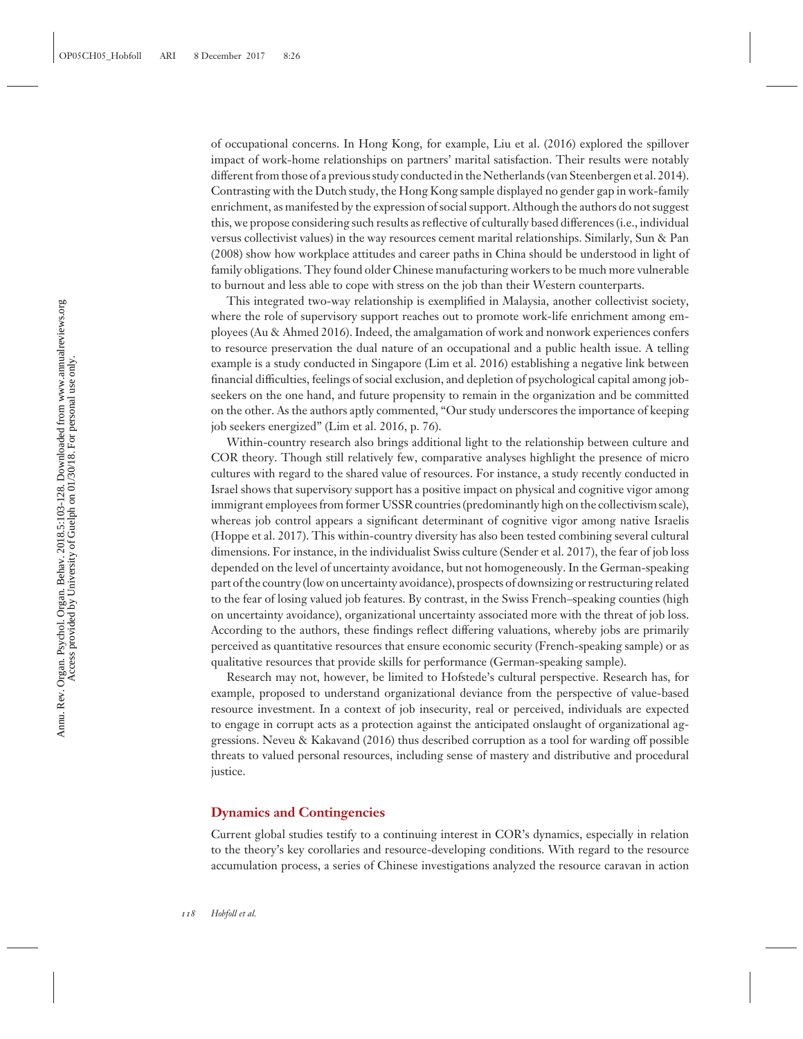of occupational concerns. In Hong Kong, for example, Liu et al. (2016) explored the spillover impact of work-home relationships on partners' marital satisfaction. Their results were notably different from those of a previous study conducted in the Netherlands (van Steenbergen et al. 2014). Contrasting with the Dutch study, the Hong Kong sample displayed no gender gap in work-family enrichment, as manifested by the expression of social support. Although the authors do not suggest this, we propose considering such results as reflective of culturally based differences (i.e., individual versus collectivist values) in the way resources cement marital relationships. Similarly, Sun & Pan (2008) show how workplace attitudes and career paths in China should be understood in light of family obligations. They found older Chinese manufacturing workers to be much more vulnerable to burnout and less able to cope with stress on the job than their Western counterparts.

This integrated two-way relationship is exemplified in Malaysia, another collectivist society, where the role of supervisory support reaches out to promote work-life enrichment among employees (Au & Ahmed 2016). Indeed, the amalgamation of work and nonwork experiences confers to resource preservation the dual nature of an occupational and a public health issue. A telling example is a study conducted in Singapore (Lim et al. 2016) establishing a negative link between financial difficulties, feelings of social exclusion, and depletion of psychological capital among job-seekers on the one hand, and future propensity to remain in the organization and be committed on the other. As the authors aptly commented, "Our study underscores the importance of keeping job seekers energized" (Lim et al. 2016, p. 76).

Within-country research also brings additional light to the relationship between culture and COR theory. Though still relatively few, comparative analyses highlight the presence of micro cultures with regard to the shared value of resources. For instance, a study recently conducted in Israel shows that supervisory support has a positive impact on physical and cognitive vigor among immigrant employees from former USSR countries (predominantly high on the collectivism scale), whereas job control appears a significant determinant of cognitive vigor among native Israelis (Hoppe et al. 2017). This within-country diversity has also been tested combining several cultural dimensions. For instance, in the individualist Swiss culture (Sender et al. 2017), the fear of job loss depended on the level of uncertainty avoidance, but not homogeneously. In the German-speaking part of the country (low on uncertainty avoidance), prospects of downsizing or restructuring related to the fear of losing valued job features. By contrast, in the Swiss French–speaking counties (high on uncertainty avoidance), organizational uncertainty associated more with the threat of job loss. According to the authors, these findings reflect differing valuations, whereby jobs are primarily perceived as quantitative resources that ensure economic security (French-speaking sample) or as qualitative resources that provide skills for performance (German-speaking sample).

Research may not, however, be limited to Hofstede's cultural perspective. Research has, for example, proposed to understand organizational deviance from the perspective of value-based resource investment. In a context of job insecurity, real or perceived, individuals are expected to engage in corrupt acts as a protection against the anticipated onslaught of organizational aggressions. Neveu & Kakavand (2016) thus described corruption as a tool for warding off possible threats to valued personal resources, including sense of mastery and distributive and procedural justice.

## Dynamics and Contingencies

Current global studies testify to a continuing interest in COR's dynamics, especially in relation to the theory's key corollaries and resource-developing conditions. With regard to the resource accumulation process, a series of Chinese investigations analyzed the resource caravan in action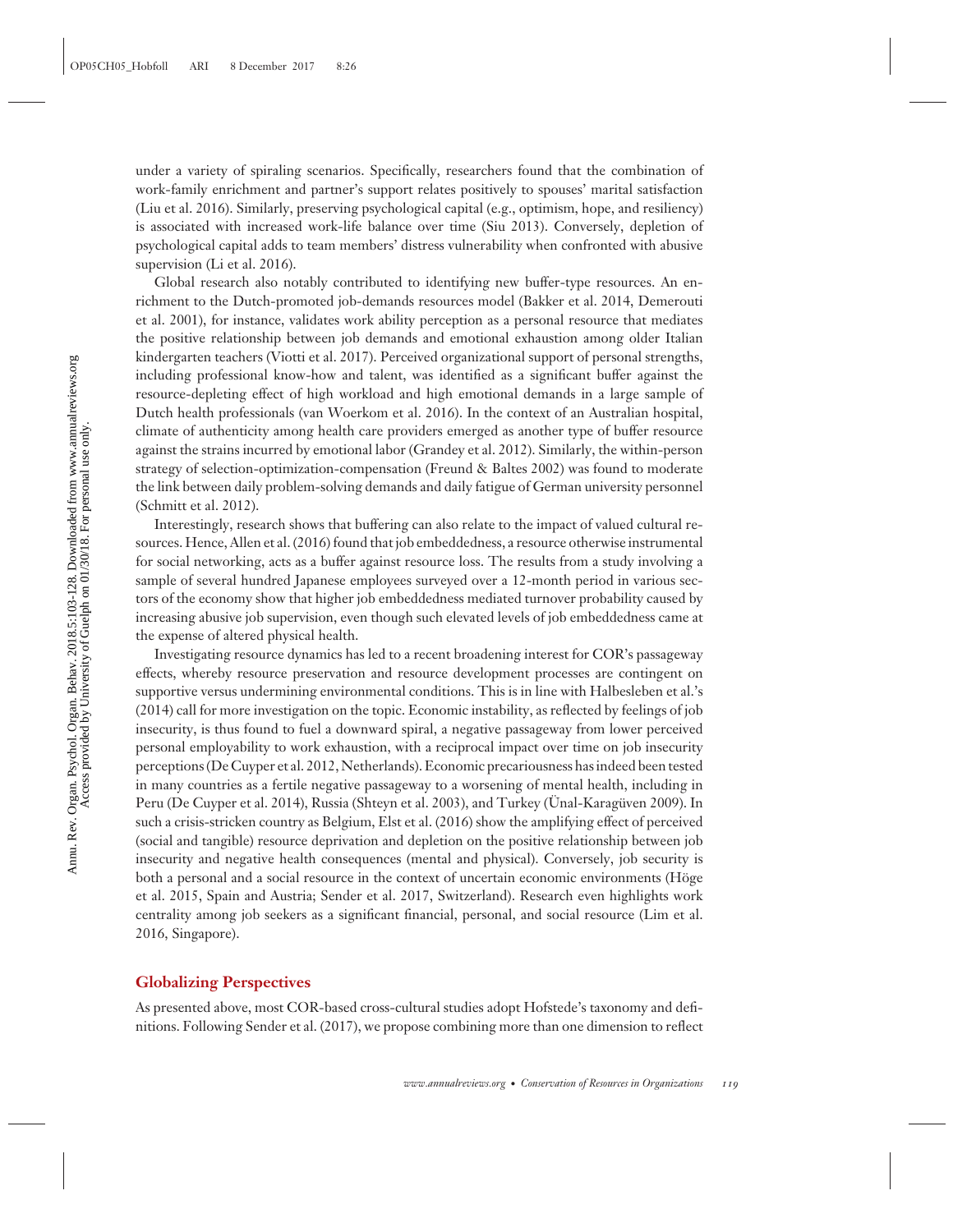under a variety of spiraling scenarios. Specifically, researchers found that the combination of work-family enrichment and partner's support relates positively to spouses' marital satisfaction (Liu et al. 2016). Similarly, preserving psychological capital (e.g., optimism, hope, and resiliency) is associated with increased work-life balance over time (Siu 2013). Conversely, depletion of psychological capital adds to team members' distress vulnerability when confronted with abusive supervision (Li et al. 2016).

Global research also notably contributed to identifying new buffer-type resources. An enrichment to the Dutch-promoted job-demands resources model (Bakker et al. 2014, Demerouti et al. 2001), for instance, validates work ability perception as a personal resource that mediates the positive relationship between job demands and emotional exhaustion among older Italian kindergarten teachers (Viotti et al. 2017). Perceived organizational support of personal strengths, including professional know-how and talent, was identified as a significant buffer against the resource-depleting effect of high workload and high emotional demands in a large sample of Dutch health professionals (van Woerkom et al. 2016). In the context of an Australian hospital, climate of authenticity among health care providers emerged as another type of buffer resource against the strains incurred by emotional labor (Grandey et al. 2012). Similarly, the within-person strategy of selection-optimization-compensation (Freund & Baltes 2002) was found to moderate the link between daily problem-solving demands and daily fatigue of German university personnel (Schmitt et al. 2012).

Interestingly, research shows that buffering can also relate to the impact of valued cultural resources. Hence, Allen et al. (2016) found that job embeddedness, a resource otherwise instrumental for social networking, acts as a buffer against resource loss. The results from a study involving a sample of several hundred Japanese employees surveyed over a 12-month period in various sectors of the economy show that higher job embeddedness mediated turnover probability caused by increasing abusive job supervision, even though such elevated levels of job embeddedness came at the expense of altered physical health.

Investigating resource dynamics has led to a recent broadening interest for COR's passageway effects, whereby resource preservation and resource development processes are contingent on supportive versus undermining environmental conditions. This is in line with Halbesleben et al.'s (2014) call for more investigation on the topic. Economic instability, as reflected by feelings of job insecurity, is thus found to fuel a downward spiral, a negative passageway from lower perceived personal employability to work exhaustion, with a reciprocal impact over time on job insecurity perceptions (De Cuyper et al. 2012, Netherlands). Economic precariousness has indeed been tested in many countries as a fertile negative passageway to a worsening of mental health, including in Peru (De Cuyper et al. 2014), Russia (Shteyn et al. 2003), and Turkey (Ünal-Karagüven 2009). In such a crisis-stricken country as Belgium, Elst et al. (2016) show the amplifying effect of perceived (social and tangible) resource deprivation and depletion on the positive relationship between job insecurity and negative health consequences (mental and physical). Conversely, job security is both a personal and a social resource in the context of uncertain economic environments (Höge et al. 2015, Spain and Austria; Sender et al. 2017, Switzerland). Research even highlights work centrality among job seekers as a significant financial, personal, and social resource (Lim et al. 2016, Singapore).

## Globalizing Perspectives

As presented above, most COR-based cross-cultural studies adopt Hofstede's taxonomy and definitions. Following Sender et al. (2017), we propose combining more than one dimension to reflect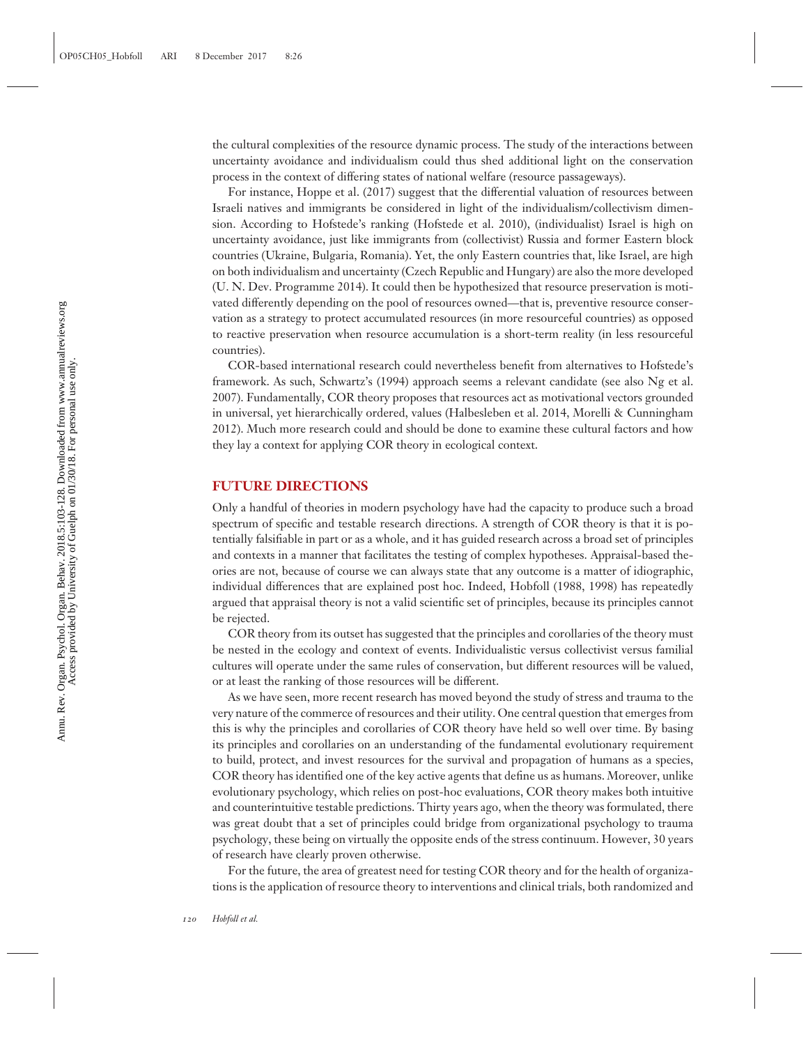the cultural complexities of the resource dynamic process. The study of the interactions between uncertainty avoidance and individualism could thus shed additional light on the conservation process in the context of differing states of national welfare (resource passageways).

For instance, Hoppe et al. (2017) suggest that the differential valuation of resources between Israeli natives and immigrants be considered in light of the individualism/collectivism dimension. According to Hofstede's ranking (Hofstede et al. 2010), (individualist) Israel is high on uncertainty avoidance, just like immigrants from (collectivist) Russia and former Eastern block countries (Ukraine, Bulgaria, Romania). Yet, the only Eastern countries that, like Israel, are high on both individualism and uncertainty (Czech Republic and Hungary) are also the more developed (U. N. Dev. Programme 2014). It could then be hypothesized that resource preservation is motivated differently depending on the pool of resources owned—that is, preventive resource conservation as a strategy to protect accumulated resources (in more resourceful countries) as opposed to reactive preservation when resource accumulation is a short-term reality (in less resourceful countries).

COR-based international research could nevertheless benefit from alternatives to Hofstede's framework. As such, Schwartz's (1994) approach seems a relevant candidate (see also Ng et al. 2007). Fundamentally, COR theory proposes that resources act as motivational vectors grounded in universal, yet hierarchically ordered, values (Halbesleben et al. 2014, Morelli & Cunningham 2012). Much more research could and should be done to examine these cultural factors and how they lay a context for applying COR theory in ecological context.

## FUTURE DIRECTIONS

Only a handful of theories in modern psychology have had the capacity to produce such a broad spectrum of specific and testable research directions. A strength of COR theory is that it is potentially falsifiable in part or as a whole, and it has guided research across a broad set of principles and contexts in a manner that facilitates the testing of complex hypotheses. Appraisal-based theories are not, because of course we can always state that any outcome is a matter of idiographic, individual differences that are explained post hoc. Indeed, Hobfoll (1988, 1998) has repeatedly argued that appraisal theory is not a valid scientific set of principles, because its principles cannot be rejected.

COR theory from its outset has suggested that the principles and corollaries of the theory must be nested in the ecology and context of events. Individualistic versus collectivist versus familial cultures will operate under the same rules of conservation, but different resources will be valued, or at least the ranking of those resources will be different.

As we have seen, more recent research has moved beyond the study of stress and trauma to the very nature of the commerce of resources and their utility. One central question that emerges from this is why the principles and corollaries of COR theory have held so well over time. By basing its principles and corollaries on an understanding of the fundamental evolutionary requirement to build, protect, and invest resources for the survival and propagation of humans as a species, COR theory has identified one of the key active agents that define us as humans. Moreover, unlike evolutionary psychology, which relies on post-hoc evaluations, COR theory makes both intuitive and counterintuitive testable predictions. Thirty years ago, when the theory was formulated, there was great doubt that a set of principles could bridge from organizational psychology to trauma psychology, these being on virtually the opposite ends of the stress continuum. However, 30 years of research have clearly proven otherwise.

For the future, the area of greatest need for testing COR theory and for the health of organizations is the application of resource theory to interventions and clinical trials, both randomized and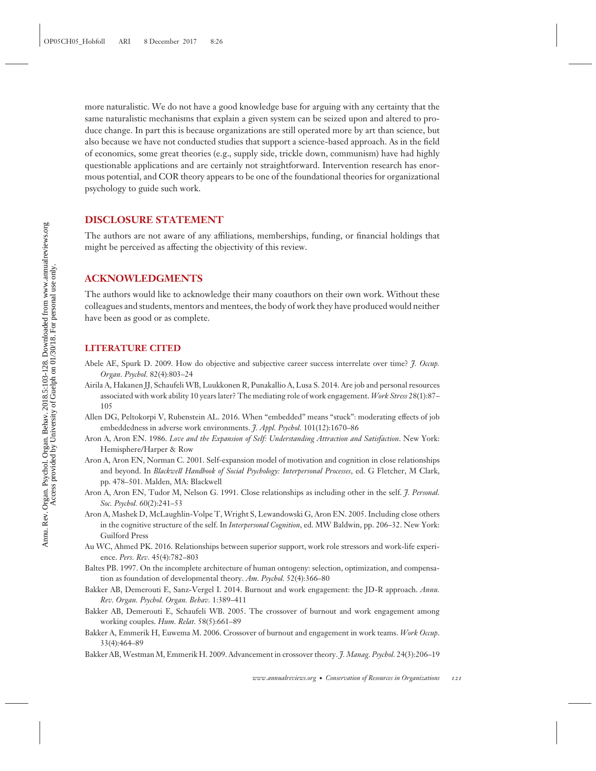more naturalistic. We do not have a good knowledge base for arguing with any certainty that the same naturalistic mechanisms that explain a given system can be seized upon and altered to produce change. In part this is because organizations are still operated more by art than science, but also because we have not conducted studies that support a science-based approach. As in the field of economics, some great theories (e.g., supply side, trickle down, communism) have had highly questionable applications and are certainly not straightforward. Intervention research has enormous potential, and COR theory appears to be one of the foundational theories for organizational psychology to guide such work.

## DISCLOSURE STATEMENT

The authors are not aware of any affiliations, memberships, funding, or financial holdings that might be perceived as affecting the objectivity of this review.

## ACKNOWLEDGMENTS

The authors would like to acknowledge their many coauthors on their own work. Without these colleagues and students, mentors and mentees, the body of work they have produced would neither have been as good or as complete.

## LITERATURE CITED

Abele AE, Spurk D. 2009. How do objective and subjective career success interrelate over time? *J. Occup. Organ. Psychol.* 82(4):803–24

Airila A, Hakanen JJ, Schaufeli WB, Luukkonen R, Punakallio A, Lusa S. 2014. Are job and personal resources associated with work ability 10 years later? The mediating role of work engagement. *Work Stress* 28(1):87–105

Allen DG, Peltokorpi V, Rubenstein AL. 2016. When "embedded" means "stuck": moderating effects of job embeddedness in adverse work environments. *J. Appl. Psychol.* 101(12):1670–86

Aron A, Aron EN. 1986. *Love and the Expansion of Self: Understanding Attraction and Satisfaction*. New York: Hemisphere/Harper & Row

Aron A, Aron EN, Norman C. 2001. Self-expansion model of motivation and cognition in close relationships and beyond. In *Blackwell Handbook of Social Psychology: Interpersonal Processes*, ed. G Fletcher, M Clark, pp. 478–501. Malden, MA: Blackwell

Aron A, Aron EN, Tudor M, Nelson G. 1991. Close relationships as including other in the self. *J. Personal. Soc. Psychol.* 60(2):241–53

Aron A, Mashek D, McLaughlin-Volpe T, Wright S, Lewandowski G, Aron EN. 2005. Including close others in the cognitive structure of the self. In *Interpersonal Cognition*, ed. MW Baldwin, pp. 206–32. New York: Guilford Press

Au WC, Ahmed PK. 2016. Relationships between superior support, work role stressors and work-life experience. *Pers. Rev.* 45(4):782–803

Baltes PB. 1997. On the incomplete architecture of human ontogeny: selection, optimization, and compensation as foundation of developmental theory. *Am. Psychol.* 52(4):366–80

Bakker AB, Demerouti E, Sanz-Vergel I. 2014. Burnout and work engagement: the JD-R approach. *Annu. Rev. Organ. Psychol. Organ. Behav.* 1:389–411

Bakker AB, Demerouti E, Schaufeli WB. 2005. The crossover of burnout and work engagement among working couples. *Hum. Relat.* 58(5):661–89

Bakker A, Emmerik H, Euwema M. 2006. Crossover of burnout and engagement in work teams. *Work Occup.* 33(4):464–89

Bakker AB, Westman M, Emmerik H. 2009. Advancement in crossover theory. *J. Manag. Psychol.* 24(3):206–19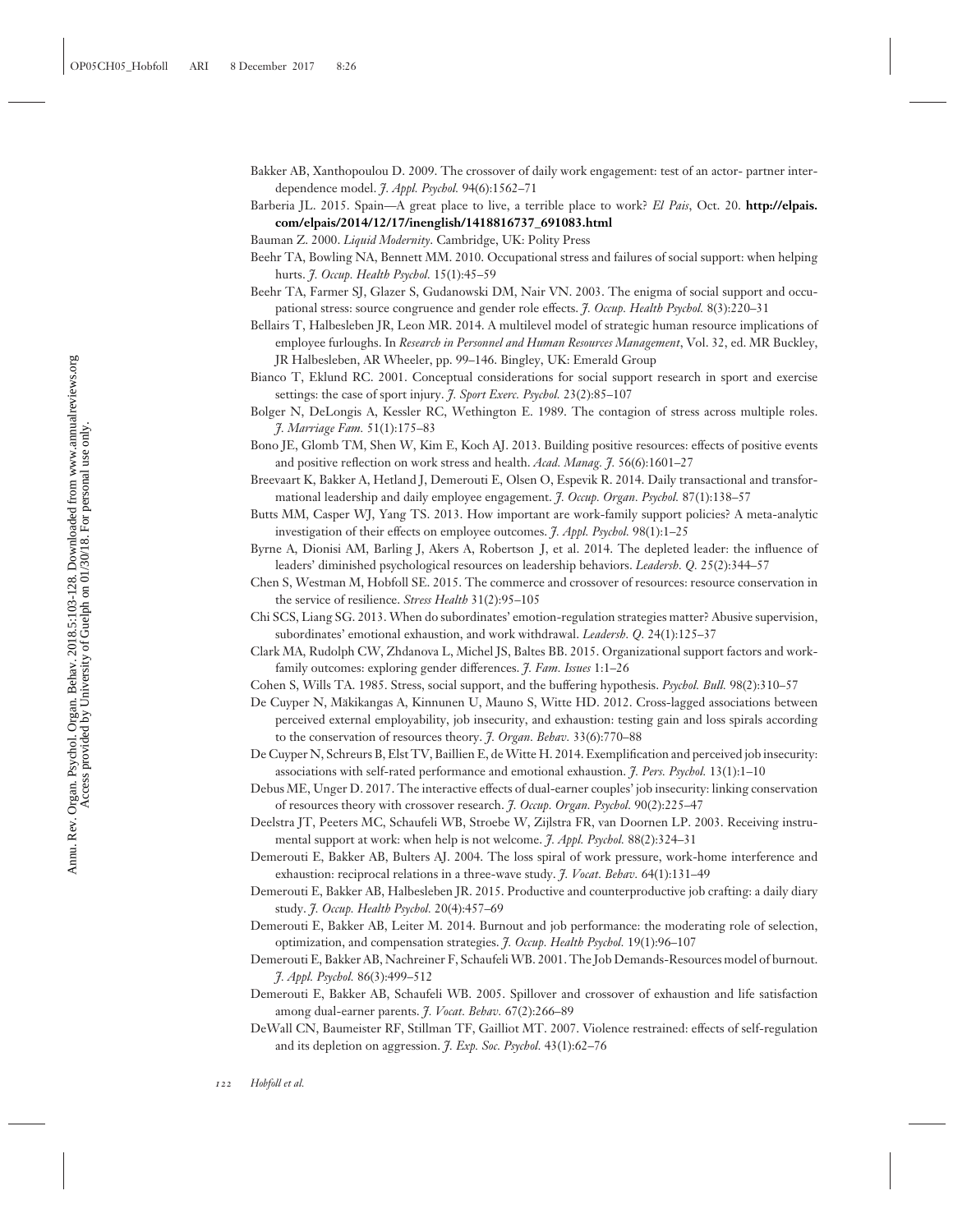Bakker AB, Xanthopoulou D. 2009. The crossover of daily work engagement: test of an actor- partner interdependence model. *J. Appl. Psychol.* 94(6):1562–71

Barberia JL. 2015. Spain—A great place to live, a terrible place to work? *El Pais*, Oct. 20. **http://elpais.com/elpais/2014/12/17/inenglish/1418816737_691083.html**

Bauman Z. 2000. *Liquid Modernity*. Cambridge, UK: Polity Press

Beehr TA, Bowling NA, Bennett MM. 2010. Occupational stress and failures of social support: when helping hurts. *J. Occup. Health Psychol.* 15(1):45–59

Beehr TA, Farmer SJ, Glazer S, Gudanowski DM, Nair VN. 2003. The enigma of social support and occupational stress: source congruence and gender role effects. *J. Occup. Health Psychol.* 8(3):220–31

Bellairs T, Halbesleben JR, Leon MR. 2014. A multilevel model of strategic human resource implications of employee furloughs. In *Research in Personnel and Human Resources Management*, Vol. 32, ed. MR Buckley, JR Halbesleben, AR Wheeler, pp. 99–146. Bingley, UK: Emerald Group

Bianco T, Eklund RC. 2001. Conceptual considerations for social support research in sport and exercise settings: the case of sport injury. *J. Sport Exerc. Psychol.* 23(2):85–107

Bolger N, DeLongis A, Kessler RC, Wethington E. 1989. The contagion of stress across multiple roles. *J. Marriage Fam.* 51(1):175–83

Bono JE, Glomb TM, Shen W, Kim E, Koch AJ. 2013. Building positive resources: effects of positive events and positive reflection on work stress and health. *Acad. Manag. J.* 56(6):1601–27

Breevaart K, Bakker A, Hetland J, Demerouti E, Olsen O, Espevik R. 2014. Daily transactional and transformational leadership and daily employee engagement. *J. Occup. Organ. Psychol.* 87(1):138–57

Butts MM, Casper WJ, Yang TS. 2013. How important are work-family support policies? A meta-analytic investigation of their effects on employee outcomes. *J. Appl. Psychol.* 98(1):1–25

Byrne A, Dionisi AM, Barling J, Akers A, Robertson J, et al. 2014. The depleted leader: the influence of leaders' diminished psychological resources on leadership behaviors. *Leadersh. Q.* 25(2):344–57

Chen S, Westman M, Hobfoll SE. 2015. The commerce and crossover of resources: resource conservation in the service of resilience. *Stress Health* 31(2):95–105

Chi SCS, Liang SG. 2013. When do subordinates' emotion-regulation strategies matter? Abusive supervision, subordinates' emotional exhaustion, and work withdrawal. *Leadersh. Q.* 24(1):125–37

Clark MA, Rudolph CW, Zhdanova L, Michel JS, Baltes BB. 2015. Organizational support factors and work-family outcomes: exploring gender differences. *J. Fam. Issues* 1:1–26

Cohen S, Wills TA. 1985. Stress, social support, and the buffering hypothesis. *Psychol. Bull.* 98(2):310–57

De Cuyper N, Mäkikangas A, Kinnunen U, Mauno S, Witte HD. 2012. Cross-lagged associations between perceived external employability, job insecurity, and exhaustion: testing gain and loss spirals according to the conservation of resources theory. *J. Organ. Behav.* 33(6):770–88

De Cuyper N, Schreurs B, Elst TV, Baillien E, de Witte H. 2014. Exemplification and perceived job insecurity: associations with self-rated performance and emotional exhaustion. *J. Pers. Psychol.* 13(1):1–10

Debus ME, Unger D. 2017. The interactive effects of dual-earner couples' job insecurity: linking conservation of resources theory with crossover research. *J. Occup. Organ. Psychol.* 90(2):225–47

Deelstra JT, Peeters MC, Schaufeli WB, Stroebe W, Zijlstra FR, van Doornen LP. 2003. Receiving instrumental support at work: when help is not welcome. *J. Appl. Psychol.* 88(2):324–31

Demerouti E, Bakker AB, Bulters AJ. 2004. The loss spiral of work pressure, work-home interference and exhaustion: reciprocal relations in a three-wave study. *J. Vocat. Behav.* 64(1):131–49

Demerouti E, Bakker AB, Halbesleben JR. 2015. Productive and counterproductive job crafting: a daily diary study. *J. Occup. Health Psychol.* 20(4):457–69

Demerouti E, Bakker AB, Leiter M. 2014. Burnout and job performance: the moderating role of selection, optimization, and compensation strategies. *J. Occup. Health Psychol.* 19(1):96–107

Demerouti E, Bakker AB, Nachreiner F, Schaufeli WB. 2001. The Job Demands-Resources model of burnout. *J. Appl. Psychol.* 86(3):499–512

Demerouti E, Bakker AB, Schaufeli WB. 2005. Spillover and crossover of exhaustion and life satisfaction among dual-earner parents. *J. Vocat. Behav.* 67(2):266–89

DeWall CN, Baumeister RF, Stillman TF, Gailliot MT. 2007. Violence restrained: effects of self-regulation and its depletion on aggression. *J. Exp. Soc. Psychol.* 43(1):62–76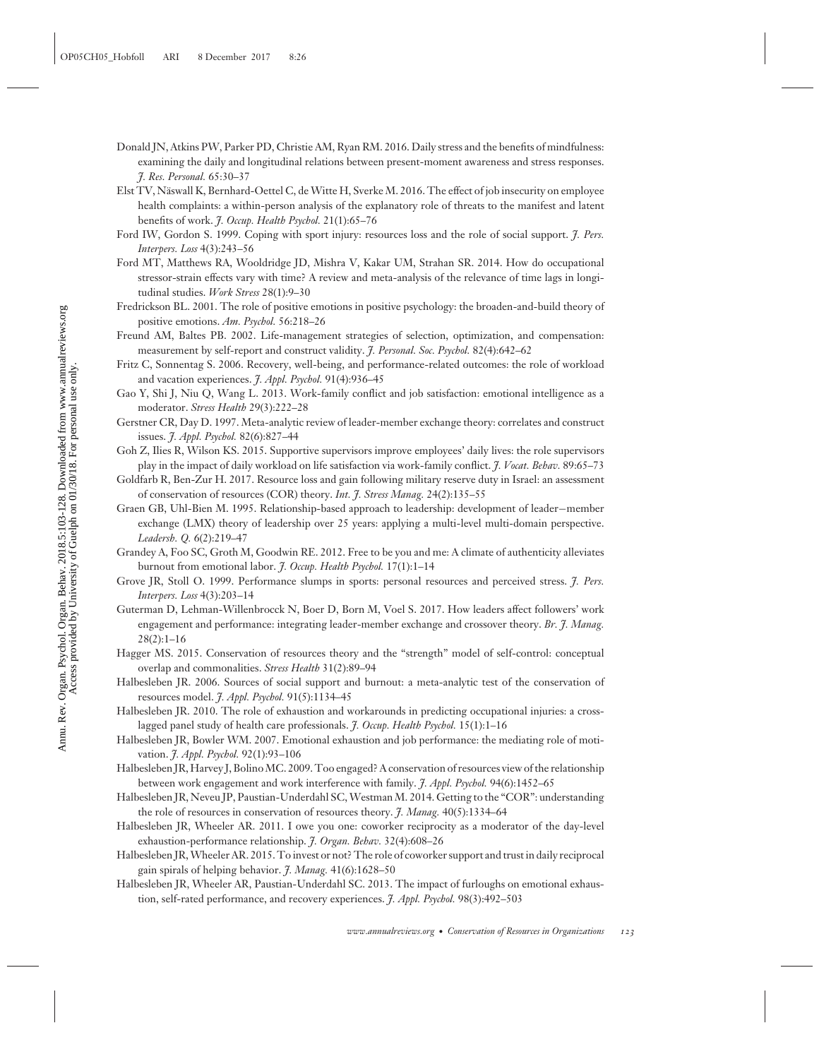Donald JN, Atkins PW, Parker PD, Christie AM, Ryan RM. 2016. Daily stress and the benefits of mindfulness: examining the daily and longitudinal relations between present-moment awareness and stress responses. *J. Res. Personal.* 65:30–37

Elst TV, Näswall K, Bernhard-Oettel C, de Witte H, Sverke M. 2016. The effect of job insecurity on employee health complaints: a within-person analysis of the explanatory role of threats to the manifest and latent benefits of work. *J. Occup. Health Psychol.* 21(1):65–76

Ford IW, Gordon S. 1999. Coping with sport injury: resources loss and the role of social support. *J. Pers. Interpers. Loss* 4(3):243–56

Ford MT, Matthews RA, Wooldridge JD, Mishra V, Kakar UM, Strahan SR. 2014. How do occupational stressor-strain effects vary with time? A review and meta-analysis of the relevance of time lags in longitudinal studies. *Work Stress* 28(1):9–30

Fredrickson BL. 2001. The role of positive emotions in positive psychology: the broaden-and-build theory of positive emotions. *Am. Psychol.* 56:218–26

Freund AM, Baltes PB. 2002. Life-management strategies of selection, optimization, and compensation: measurement by self-report and construct validity. *J. Personal. Soc. Psychol.* 82(4):642–62

Fritz C, Sonnentag S. 2006. Recovery, well-being, and performance-related outcomes: the role of workload and vacation experiences. *J. Appl. Psychol.* 91(4):936–45

Gao Y, Shi J, Niu Q, Wang L. 2013. Work-family conflict and job satisfaction: emotional intelligence as a moderator. *Stress Health* 29(3):222–28

Gerstner CR, Day D. 1997. Meta-analytic review of leader-member exchange theory: correlates and construct issues. *J. Appl. Psychol.* 82(6):827–44

Goh Z, Ilies R, Wilson KS. 2015. Supportive supervisors improve employees' daily lives: the role supervisors play in the impact of daily workload on life satisfaction via work-family conflict. *J. Vocat. Behav.* 89:65–73

Goldfarb R, Ben-Zur H. 2017. Resource loss and gain following military reserve duty in Israel: an assessment of conservation of resources (COR) theory. *Int. J. Stress Manag.* 24(2):135–55

Graen GB, Uhl-Bien M. 1995. Relationship-based approach to leadership: development of leader–member exchange (LMX) theory of leadership over 25 years: applying a multi-level multi-domain perspective. *Leadersh. Q.* 6(2):219–47

Grandey A, Foo SC, Groth M, Goodwin RE. 2012. Free to be you and me: A climate of authenticity alleviates burnout from emotional labor. *J. Occup. Health Psychol.* 17(1):1–14

Grove JR, Stoll O. 1999. Performance slumps in sports: personal resources and perceived stress. *J. Pers. Interpers. Loss* 4(3):203–14

Guterman D, Lehman-Willenbrocck N, Boer D, Born M, Voel S. 2017. How leaders affect followers' work engagement and performance: integrating leader-member exchange and crossover theory. *Br. J. Manag.* 28(2):1–16

Hagger MS. 2015. Conservation of resources theory and the "strength" model of self-control: conceptual overlap and commonalities. *Stress Health* 31(2):89–94

Halbesleben JR. 2006. Sources of social support and burnout: a meta-analytic test of the conservation of resources model. *J. Appl. Psychol.* 91(5):1134–45

Halbesleben JR. 2010. The role of exhaustion and workarounds in predicting occupational injuries: a cross-lagged panel study of health care professionals. *J. Occup. Health Psychol.* 15(1):1–16

Halbesleben JR, Bowler WM. 2007. Emotional exhaustion and job performance: the mediating role of motivation. *J. Appl. Psychol.* 92(1):93–106

Halbesleben JR, Harvey J, Bolino MC. 2009. Too engaged? A conservation of resources view of the relationship between work engagement and work interference with family. *J. Appl. Psychol.* 94(6):1452–65

Halbesleben JR, Neveu JP, Paustian-Underdahl SC, Westman M. 2014. Getting to the "COR": understanding the role of resources in conservation of resources theory. *J. Manag.* 40(5):1334–64

Halbesleben JR, Wheeler AR. 2011. I owe you one: coworker reciprocity as a moderator of the day-level exhaustion-performance relationship. *J. Organ. Behav.* 32(4):608–26

Halbesleben JR, Wheeler AR. 2015. To invest or not? The role of coworker support and trust in daily reciprocal gain spirals of helping behavior. *J. Manag.* 41(6):1628–50

Halbesleben JR, Wheeler AR, Paustian-Underdahl SC. 2013. The impact of furloughs on emotional exhaustion, self-rated performance, and recovery experiences. *J. Appl. Psychol.* 98(3):492–503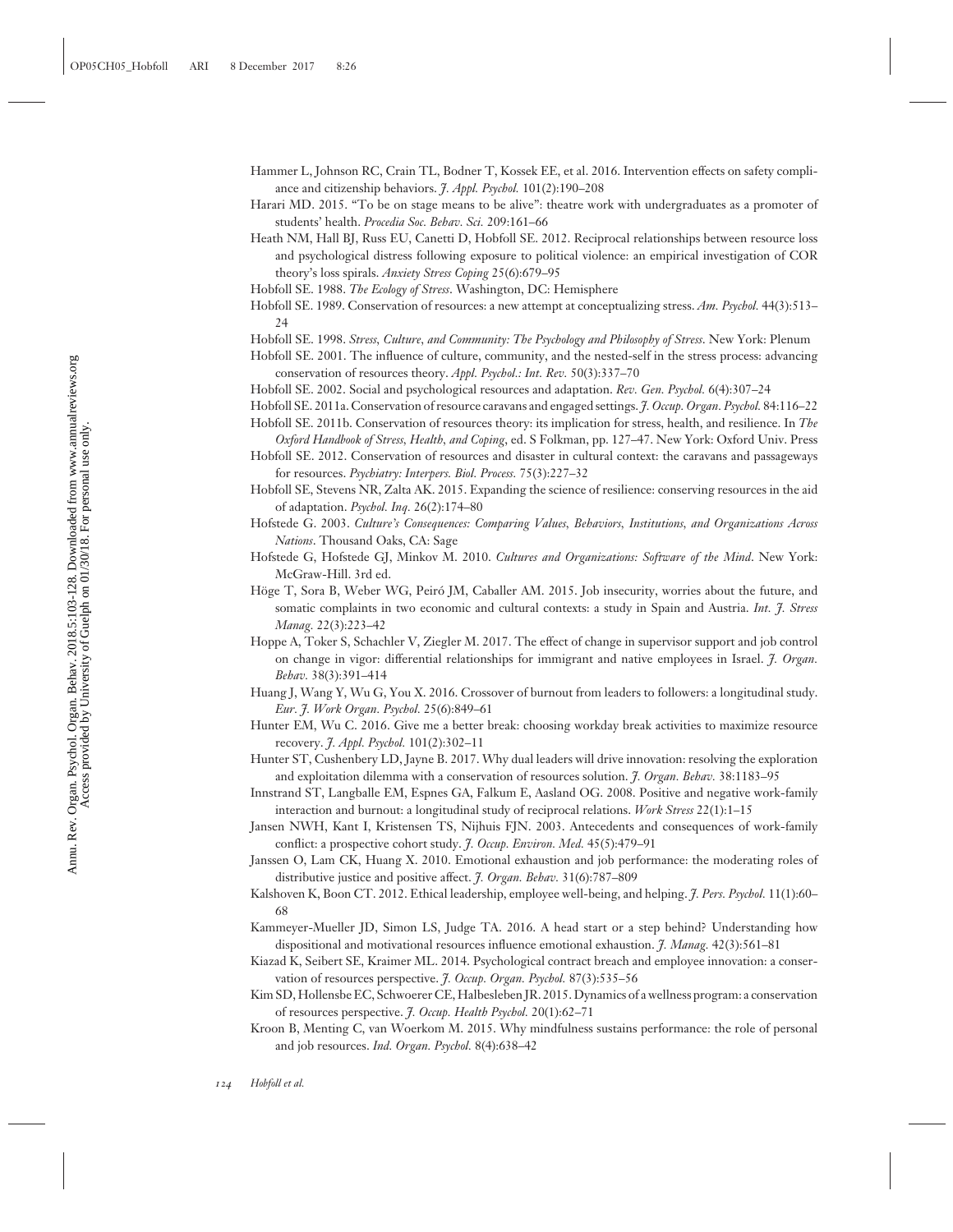Hammer L, Johnson RC, Crain TL, Bodner T, Kossek EE, et al. 2016. Intervention effects on safety compliance and citizenship behaviors. *J. Appl. Psychol.* 101(2):190–208

Harari MD. 2015. "To be on stage means to be alive": theatre work with undergraduates as a promoter of students' health. *Procedia Soc. Behav. Sci.* 209:161–66

Heath NM, Hall BJ, Russ EU, Canetti D, Hobfoll SE. 2012. Reciprocal relationships between resource loss and psychological distress following exposure to political violence: an empirical investigation of COR theory's loss spirals. *Anxiety Stress Coping* 25(6):679–95

Hobfoll SE. 1988. *The Ecology of Stress*. Washington, DC: Hemisphere

Hobfoll SE. 1989. Conservation of resources: a new attempt at conceptualizing stress. *Am. Psychol.* 44(3):513–24

Hobfoll SE. 1998. *Stress, Culture, and Community: The Psychology and Philosophy of Stress*. New York: Plenum

Hobfoll SE. 2001. The influence of culture, community, and the nested-self in the stress process: advancing conservation of resources theory. *Appl. Psychol.: Int. Rev.* 50(3):337–70

Hobfoll SE. 2002. Social and psychological resources and adaptation. *Rev. Gen. Psychol.* 6(4):307–24

Hobfoll SE. 2011a. Conservation of resource caravans and engaged settings. *J. Occup. Organ. Psychol.* 84:116–22

Hobfoll SE. 2011b. Conservation of resources theory: its implication for stress, health, and resilience. In *The Oxford Handbook of Stress, Health, and Coping*, ed. S Folkman, pp. 127–47. New York: Oxford Univ. Press

Hobfoll SE. 2012. Conservation of resources and disaster in cultural context: the caravans and passageways for resources. *Psychiatry: Interpers. Biol. Process.* 75(3):227–32

Hobfoll SE, Stevens NR, Zalta AK. 2015. Expanding the science of resilience: conserving resources in the aid of adaptation. *Psychol. Inq.* 26(2):174–80

Hofstede G. 2003. *Culture's Consequences: Comparing Values, Behaviors, Institutions, and Organizations Across Nations*. Thousand Oaks, CA: Sage

Hofstede G, Hofstede GJ, Minkov M. 2010. *Cultures and Organizations: Software of the Mind*. New York: McGraw-Hill. 3rd ed.

Höge T, Sora B, Weber WG, Peiró JM, Caballer AM. 2015. Job insecurity, worries about the future, and somatic complaints in two economic and cultural contexts: a study in Spain and Austria. *Int. J. Stress Manag.* 22(3):223–42

Hoppe A, Toker S, Schachler V, Ziegler M. 2017. The effect of change in supervisor support and job control on change in vigor: differential relationships for immigrant and native employees in Israel. *J. Organ. Behav.* 38(3):391–414

Huang J, Wang Y, Wu G, You X. 2016. Crossover of burnout from leaders to followers: a longitudinal study. *Eur. J. Work Organ. Psychol.* 25(6):849–61

Hunter EM, Wu C. 2016. Give me a better break: choosing workday break activities to maximize resource recovery. *J. Appl. Psychol.* 101(2):302–11

Hunter ST, Cushenbery LD, Jayne B. 2017. Why dual leaders will drive innovation: resolving the exploration and exploitation dilemma with a conservation of resources solution. *J. Organ. Behav.* 38:1183–95

Innstrand ST, Langballe EM, Espnes GA, Falkum E, Aasland OG. 2008. Positive and negative work-family interaction and burnout: a longitudinal study of reciprocal relations. *Work Stress* 22(1):1–15

Jansen NWH, Kant I, Kristensen TS, Nijhuis FJN. 2003. Antecedents and consequences of work-family conflict: a prospective cohort study. *J. Occup. Environ. Med.* 45(5):479–91

Janssen O, Lam CK, Huang X. 2010. Emotional exhaustion and job performance: the moderating roles of distributive justice and positive affect. *J. Organ. Behav.* 31(6):787–809

Kalshoven K, Boon CT. 2012. Ethical leadership, employee well-being, and helping. *J. Pers. Psychol.* 11(1):60–68

Kammeyer-Mueller JD, Simon LS, Judge TA. 2016. A head start or a step behind? Understanding how dispositional and motivational resources influence emotional exhaustion. *J. Manag.* 42(3):561–81

Kiazad K, Seibert SE, Kraimer ML. 2014. Psychological contract breach and employee innovation: a conservation of resources perspective. *J. Occup. Organ. Psychol.* 87(3):535–56

Kim SD, Hollensbe EC, Schwoerer CE, Halbesleben JR. 2015. Dynamics of a wellness program: a conservation of resources perspective. *J. Occup. Health Psychol.* 20(1):62–71

Kroon B, Menting C, van Woerkom M. 2015. Why mindfulness sustains performance: the role of personal and job resources. *Ind. Organ. Psychol.* 8(4):638–42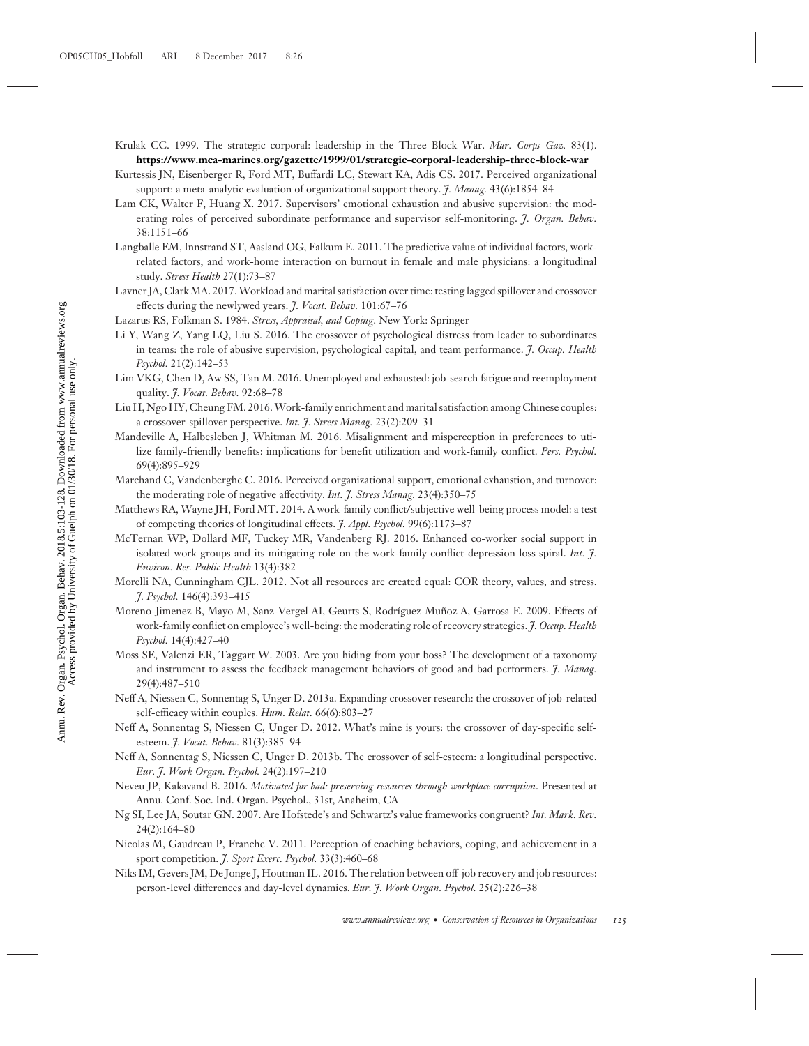Krulak CC. 1999. The strategic corporal: leadership in the Three Block War. *Mar. Corps Gaz.* 83(1). **https://www.mca-marines.org/gazette/1999/01/strategic-corporal-leadership-three-block-war**

Kurtessis JN, Eisenberger R, Ford MT, Buffardi LC, Stewart KA, Adis CS. 2017. Perceived organizational support: a meta-analytic evaluation of organizational support theory. *J. Manag.* 43(6):1854–84

Lam CK, Walter F, Huang X. 2017. Supervisors' emotional exhaustion and abusive supervision: the moderating roles of perceived subordinate performance and supervisor self-monitoring. *J. Organ. Behav.* 38:1151–66

Langballe EM, Innstrand ST, Aasland OG, Falkum E. 2011. The predictive value of individual factors, work-related factors, and work-home interaction on burnout in female and male physicians: a longitudinal study. *Stress Health* 27(1):73–87

Lavner JA, Clark MA. 2017. Workload and marital satisfaction over time: testing lagged spillover and crossover effects during the newlywed years. *J. Vocat. Behav.* 101:67–76

Lazarus RS, Folkman S. 1984. *Stress, Appraisal, and Coping*. New York: Springer

Li Y, Wang Z, Yang LQ, Liu S. 2016. The crossover of psychological distress from leader to subordinates in teams: the role of abusive supervision, psychological capital, and team performance. *J. Occup. Health Psychol.* 21(2):142–53

Lim VKG, Chen D, Aw SS, Tan M. 2016. Unemployed and exhausted: job-search fatigue and reemployment quality. *J. Vocat. Behav.* 92:68–78

Liu H, Ngo HY, Cheung FM. 2016. Work-family enrichment and marital satisfaction among Chinese couples: a crossover-spillover perspective. *Int. J. Stress Manag.* 23(2):209–31

Mandeville A, Halbesleben J, Whitman M. 2016. Misalignment and misperception in preferences to utilize family-friendly benefits: implications for benefit utilization and work-family conflict. *Pers. Psychol.* 69(4):895–929

Marchand C, Vandenberghe C. 2016. Perceived organizational support, emotional exhaustion, and turnover: the moderating role of negative affectivity. *Int. J. Stress Manag.* 23(4):350–75

Matthews RA, Wayne JH, Ford MT. 2014. A work-family conflict/subjective well-being process model: a test of competing theories of longitudinal effects. *J. Appl. Psychol.* 99(6):1173–87

McTernan WP, Dollard MF, Tuckey MR, Vandenberg RJ. 2016. Enhanced co-worker social support in isolated work groups and its mitigating role on the work-family conflict-depression loss spiral. *Int. J. Environ. Res. Public Health* 13(4):382

Morelli NA, Cunningham CJL. 2012. Not all resources are created equal: COR theory, values, and stress. *J. Psychol.* 146(4):393–415

Moreno-Jimenez B, Mayo M, Sanz-Vergel AI, Geurts S, Rodríguez-Muñoz A, Garrosa E. 2009. Effects of work-family conflict on employee's well-being: the moderating role of recovery strategies. *J. Occup. Health Psychol.* 14(4):427–40

Moss SE, Valenzi ER, Taggart W. 2003. Are you hiding from your boss? The development of a taxonomy and instrument to assess the feedback management behaviors of good and bad performers. *J. Manag.* 29(4):487–510

Neff A, Niessen C, Sonnentag S, Unger D. 2013a. Expanding crossover research: the crossover of job-related self-efficacy within couples. *Hum. Relat.* 66(6):803–27

Neff A, Sonnentag S, Niessen C, Unger D. 2012. What's mine is yours: the crossover of day-specific self-esteem. *J. Vocat. Behav.* 81(3):385–94

Neff A, Sonnentag S, Niessen C, Unger D. 2013b. The crossover of self-esteem: a longitudinal perspective. *Eur. J. Work Organ. Psychol.* 24(2):197–210

Neveu JP, Kakavand B. 2016. *Motivated for bad: preserving resources through workplace corruption*. Presented at Annu. Conf. Soc. Ind. Organ. Psychol., 31st, Anaheim, CA

Ng SI, Lee JA, Soutar GN. 2007. Are Hofstede's and Schwartz's value frameworks congruent? *Int. Mark. Rev.* 24(2):164–80

Nicolas M, Gaudreau P, Franche V. 2011. Perception of coaching behaviors, coping, and achievement in a sport competition. *J. Sport Exerc. Psychol.* 33(3):460–68

Niks IM, Gevers JM, De Jonge J, Houtman IL. 2016. The relation between off-job recovery and job resources: person-level differences and day-level dynamics. *Eur. J. Work Organ. Psychol.* 25(2):226–38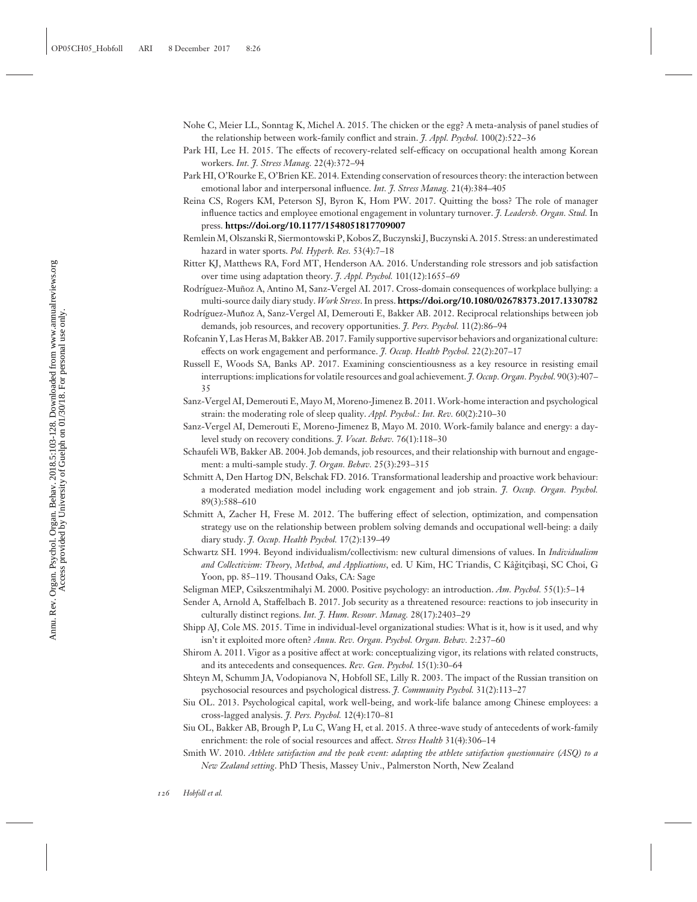Nohe C, Meier LL, Sonntag K, Michel A. 2015. The chicken or the egg? A meta-analysis of panel studies of the relationship between work-family conflict and strain. *J. Appl. Psychol.* 100(2):522–36

Park HI, Lee H. 2015. The effects of recovery-related self-efficacy on occupational health among Korean workers. *Int. J. Stress Manag.* 22(4):372–94

Park HI, O'Rourke E, O'Brien KE. 2014. Extending conservation of resources theory: the interaction between emotional labor and interpersonal influence. *Int. J. Stress Manag.* 21(4):384–405

Reina CS, Rogers KM, Peterson SJ, Byron K, Hom PW. 2017. Quitting the boss? The role of manager influence tactics and employee emotional engagement in voluntary turnover. *J. Leadersh. Organ. Stud.* In press. **https://doi.org/10.1177/1548051817709007**

Remlein M, Olszanski R, Siermontowski P, Kobos Z, Buczynski J, Buczynski A. 2015. Stress: an underestimated hazard in water sports. *Pol. Hyperb. Res.* 53(4):7–18

Ritter KJ, Matthews RA, Ford MT, Henderson AA. 2016. Understanding role stressors and job satisfaction over time using adaptation theory. *J. Appl. Psychol.* 101(12):1655–69

Rodríguez-Muñoz A, Antino M, Sanz-Vergel AI. 2017. Cross-domain consequences of workplace bullying: a multi-source daily diary study. *Work Stress*. In press. **https://doi.org/10.1080/02678373.2017.1330782**

Rodríguez-Muñoz A, Sanz-Vergel AI, Demerouti E, Bakker AB. 2012. Reciprocal relationships between job demands, job resources, and recovery opportunities. *J. Pers. Psychol.* 11(2):86–94

Rofcanin Y, Las Heras M, Bakker AB. 2017. Family supportive supervisor behaviors and organizational culture: effects on work engagement and performance. *J. Occup. Health Psychol.* 22(2):207–17

Russell E, Woods SA, Banks AP. 2017. Examining conscientiousness as a key resource in resisting email interruptions: implications for volatile resources and goal achievement. *J. Occup. Organ. Psychol.* 90(3):407–35

Sanz-Vergel AI, Demerouti E, Mayo M, Moreno-Jimenez B. 2011. Work-home interaction and psychological strain: the moderating role of sleep quality. *Appl. Psychol.: Int. Rev.* 60(2):210–30

Sanz-Vergel AI, Demerouti E, Moreno-Jimenez B, Mayo M. 2010. Work-family balance and energy: a day-level study on recovery conditions. *J. Vocat. Behav.* 76(1):118–30

Schaufeli WB, Bakker AB. 2004. Job demands, job resources, and their relationship with burnout and engagement: a multi-sample study. *J. Organ. Behav.* 25(3):293–315

Schmitt A, Den Hartog DN, Belschak FD. 2016. Transformational leadership and proactive work behaviour: a moderated mediation model including work engagement and job strain. *J. Occup. Organ. Psychol.* 89(3):588–610

Schmitt A, Zacher H, Frese M. 2012. The buffering effect of selection, optimization, and compensation strategy use on the relationship between problem solving demands and occupational well-being: a daily diary study. *J. Occup. Health Psychol.* 17(2):139–49

Schwartz SH. 1994. Beyond individualism/collectivism: new cultural dimensions of values. In *Individualism and Collectivism: Theory, Method, and Applications*, ed. U Kim, HC Triandis, C Kâğitçibaşi, SC Choi, G Yoon, pp. 85–119. Thousand Oaks, CA: Sage

Seligman MEP, Csikszentmihalyi M. 2000. Positive psychology: an introduction. *Am. Psychol.* 55(1):5–14

Sender A, Arnold A, Staffelbach B. 2017. Job security as a threatened resource: reactions to job insecurity in culturally distinct regions. *Int. J. Hum. Resour. Manag.* 28(17):2403–29

Shipp AJ, Cole MS. 2015. Time in individual-level organizational studies: What is it, how is it used, and why isn't it exploited more often? *Annu. Rev. Organ. Psychol. Organ. Behav.* 2:237–60

Shirom A. 2011. Vigor as a positive affect at work: conceptualizing vigor, its relations with related constructs, and its antecedents and consequences. *Rev. Gen. Psychol.* 15(1):30–64

Shteyn M, Schumm JA, Vodopianova N, Hobfoll SE, Lilly R. 2003. The impact of the Russian transition on psychosocial resources and psychological distress. *J. Community Psychol.* 31(2):113–27

Siu OL. 2013. Psychological capital, work well-being, and work-life balance among Chinese employees: a cross-lagged analysis. *J. Pers. Psychol.* 12(4):170–81

Siu OL, Bakker AB, Brough P, Lu C, Wang H, et al. 2015. A three-wave study of antecedents of work-family enrichment: the role of social resources and affect. *Stress Health* 31(4):306–14

Smith W. 2010. *Athlete satisfaction and the peak event: adapting the athlete satisfaction questionnaire (ASQ) to a New Zealand setting*. PhD Thesis, Massey Univ., Palmerston North, New Zealand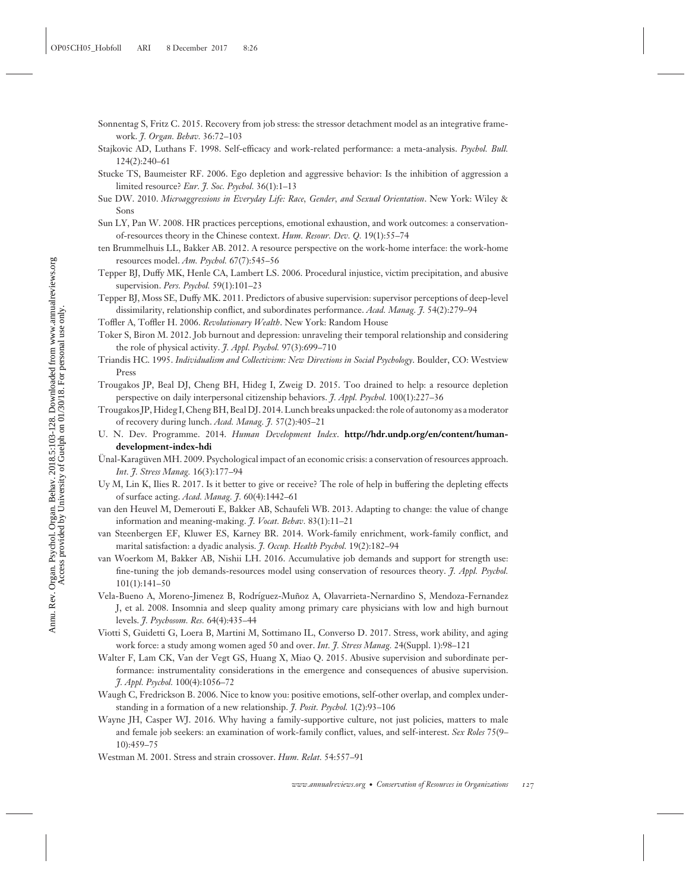Sonnentag S, Fritz C. 2015. Recovery from job stress: the stressor detachment model as an integrative framework. *J. Organ. Behav.* 36:72–103

Stajkovic AD, Luthans F. 1998. Self-efficacy and work-related performance: a meta-analysis. *Psychol. Bull.* 124(2):240–61

Stucke TS, Baumeister RF. 2006. Ego depletion and aggressive behavior: Is the inhibition of aggression a limited resource? *Eur. J. Soc. Psychol.* 36(1):1–13

Sue DW. 2010. *Microaggressions in Everyday Life: Race, Gender, and Sexual Orientation*. New York: Wiley & Sons

Sun LY, Pan W. 2008. HR practices perceptions, emotional exhaustion, and work outcomes: a conservation-of-resources theory in the Chinese context. *Hum. Resour. Dev. Q.* 19(1):55–74

ten Brummelhuis LL, Bakker AB. 2012. A resource perspective on the work-home interface: the work-home resources model. *Am. Psychol.* 67(7):545–56

Tepper BJ, Duffy MK, Henle CA, Lambert LS. 2006. Procedural injustice, victim precipitation, and abusive supervision. *Pers. Psychol.* 59(1):101–23

Tepper BJ, Moss SE, Duffy MK. 2011. Predictors of abusive supervision: supervisor perceptions of deep-level dissimilarity, relationship conflict, and subordinates performance. *Acad. Manag. J.* 54(2):279–94

Toffler A, Toffler H. 2006. *Revolutionary Wealth*. New York: Random House

Toker S, Biron M. 2012. Job burnout and depression: unraveling their temporal relationship and considering the role of physical activity. *J. Appl. Psychol.* 97(3):699–710

Triandis HC. 1995. *Individualism and Collectivism: New Directions in Social Psychology*. Boulder, CO: Westview Press

Trougakos JP, Beal DJ, Cheng BH, Hideg I, Zweig D. 2015. Too drained to help: a resource depletion perspective on daily interpersonal citizenship behaviors. *J. Appl. Psychol.* 100(1):227–36

Trougakos JP, Hideg I, Cheng BH, Beal DJ. 2014. Lunch breaks unpacked: the role of autonomy as a moderator of recovery during lunch. *Acad. Manag. J.* 57(2):405–21

U. N. Dev. Programme. 2014. *Human Development Index*. **http://hdr.undp.org/en/content/human-development-index-hdi**

Ünal-Karagüven MH. 2009. Psychological impact of an economic crisis: a conservation of resources approach. *Int. J. Stress Manag.* 16(3):177–94

Uy M, Lin K, Ilies R. 2017. Is it better to give or receive? The role of help in buffering the depleting effects of surface acting. *Acad. Manag. J.* 60(4):1442–61

van den Heuvel M, Demerouti E, Bakker AB, Schaufeli WB. 2013. Adapting to change: the value of change information and meaning-making. *J. Vocat. Behav.* 83(1):11–21

van Steenbergen EF, Kluwer ES, Karney BR. 2014. Work-family enrichment, work-family conflict, and marital satisfaction: a dyadic analysis. *J. Occup. Health Psychol.* 19(2):182–94

van Woerkom M, Bakker AB, Nishii LH. 2016. Accumulative job demands and support for strength use: fine-tuning the job demands-resources model using conservation of resources theory. *J. Appl. Psychol.* 101(1):141–50

Vela-Bueno A, Moreno-Jimenez B, Rodríguez-Muñoz A, Olavarrieta-Nernardino S, Mendoza-Fernandez J, et al. 2008. Insomnia and sleep quality among primary care physicians with low and high burnout levels. *J. Psychosom. Res.* 64(4):435–44

Viotti S, Guidetti G, Loera B, Martini M, Sottimano IL, Converso D. 2017. Stress, work ability, and aging work force: a study among women aged 50 and over. *Int. J. Stress Manag.* 24(Suppl. 1):98–121

Walter F, Lam CK, Van der Vegt GS, Huang X, Miao Q. 2015. Abusive supervision and subordinate performance: instrumentality considerations in the emergence and consequences of abusive supervision. *J. Appl. Psychol.* 100(4):1056–72

Waugh C, Fredrickson B. 2006. Nice to know you: positive emotions, self-other overlap, and complex understanding in a formation of a new relationship. *J. Posit. Psychol.* 1(2):93–106

Wayne JH, Casper WJ. 2016. Why having a family-supportive culture, not just policies, matters to male and female job seekers: an examination of work-family conflict, values, and self-interest. *Sex Roles* 75(9–10):459–75

Westman M. 2001. Stress and strain crossover. *Hum. Relat.* 54:557–91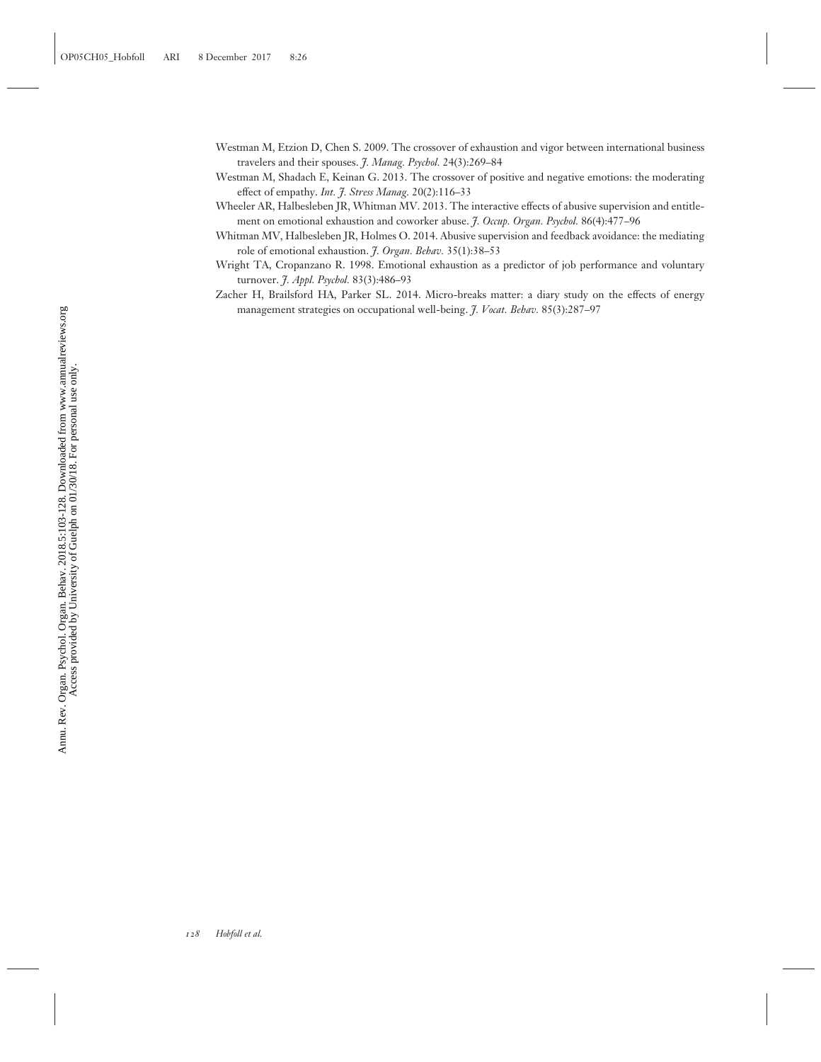Westman M, Etzion D, Chen S. 2009. The crossover of exhaustion and vigor between international business travelers and their spouses. *J. Manag. Psychol.* 24(3):269–84

Westman M, Shadach E, Keinan G. 2013. The crossover of positive and negative emotions: the moderating effect of empathy. *Int. J. Stress Manag.* 20(2):116–33

Wheeler AR, Halbesleben JR, Whitman MV. 2013. The interactive effects of abusive supervision and entitlement on emotional exhaustion and coworker abuse. *J. Occup. Organ. Psychol.* 86(4):477–96

Whitman MV, Halbesleben JR, Holmes O. 2014. Abusive supervision and feedback avoidance: the mediating role of emotional exhaustion. *J. Organ. Behav.* 35(1):38–53

Wright TA, Cropanzano R. 1998. Emotional exhaustion as a predictor of job performance and voluntary turnover. *J. Appl. Psychol.* 83(3):486–93

Zacher H, Brailsford HA, Parker SL. 2014. Micro-breaks matter: a diary study on the effects of energy management strategies on occupational well-being. *J. Vocat. Behav.* 85(3):287–97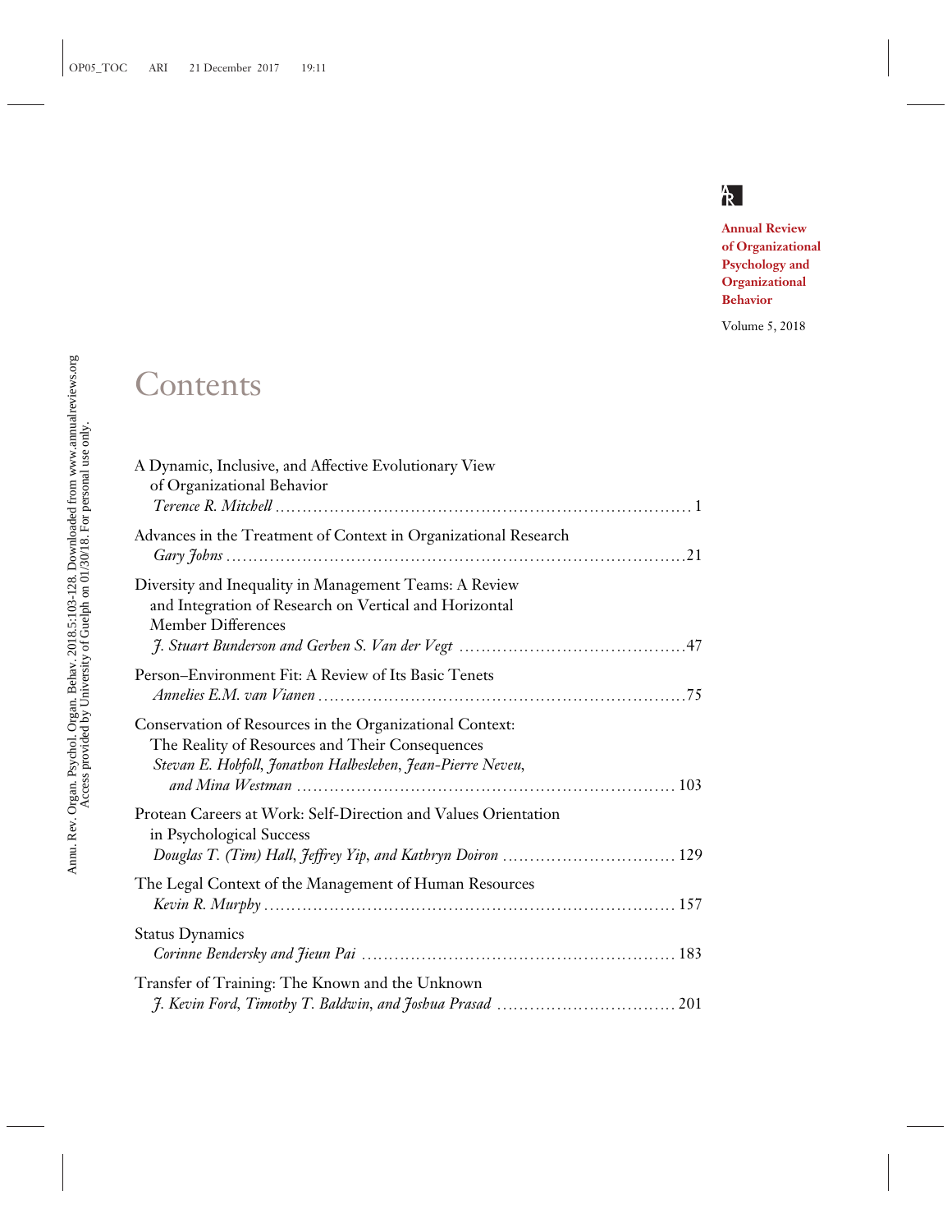Annual Review of Organizational Psychology and Organizational Behavior

Volume 5, 2018

# Contents

A Dynamic, Inclusive, and Affective Evolutionary View of Organizational Behavior
*Terence R. Mitchell* . . . . . . . . . . . . . . . . . . . . . . . . . . . . . . . . . . . . . . . . . . . . . . . . . . . . . . . . . . . . . . 1

Advances in the Treatment of Context in Organizational Research
*Gary Johns* . . . . . . . . . . . . . . . . . . . . . . . . . . . . . . . . . . . . . . . . . . . . . . . . . . . . . . . . . . . . . . . . . . 21

Diversity and Inequality in Management Teams: A Review and Integration of Research on Vertical and Horizontal Member Differences
*J. Stuart Bunderson and Gerben S. Van der Vegt* . . . . . . . . . . . . . . . . . . . . . . . . . . . . . . . 47

Person–Environment Fit: A Review of Its Basic Tenets
*Annelies E.M. van Vianen* . . . . . . . . . . . . . . . . . . . . . . . . . . . . . . . . . . . . . . . . . . . . . . . . . . 75

Conservation of Resources in the Organizational Context: The Reality of Resources and Their Consequences
*Stevan E. Hobfoll, Jonathon Halbesleben, Jean-Pierre Neveu, and Mina Westman* . . . . . . . . . . . . . . . . . . . . . . . . . . . . . . . . . . . . . . . . . . . . . . . . . . . . . . . . . . 103

Protean Careers at Work: Self-Direction and Values Orientation in Psychological Success
*Douglas T. (Tim) Hall, Jeffrey Yip, and Kathryn Doiron* . . . . . . . . . . . . . . . . . . . . . . . . . . 129

The Legal Context of the Management of Human Resources
*Kevin R. Murphy* . . . . . . . . . . . . . . . . . . . . . . . . . . . . . . . . . . . . . . . . . . . . . . . . . . . . . . . . . . . 157

Status Dynamics
*Corinne Bendersky and Jieun Pai* . . . . . . . . . . . . . . . . . . . . . . . . . . . . . . . . . . . . . . . . . . . . 183

Transfer of Training: The Known and the Unknown
*J. Kevin Ford, Timothy T. Baldwin, and Joshua Prasad* . . . . . . . . . . . . . . . . . . . . . . . . . . . 201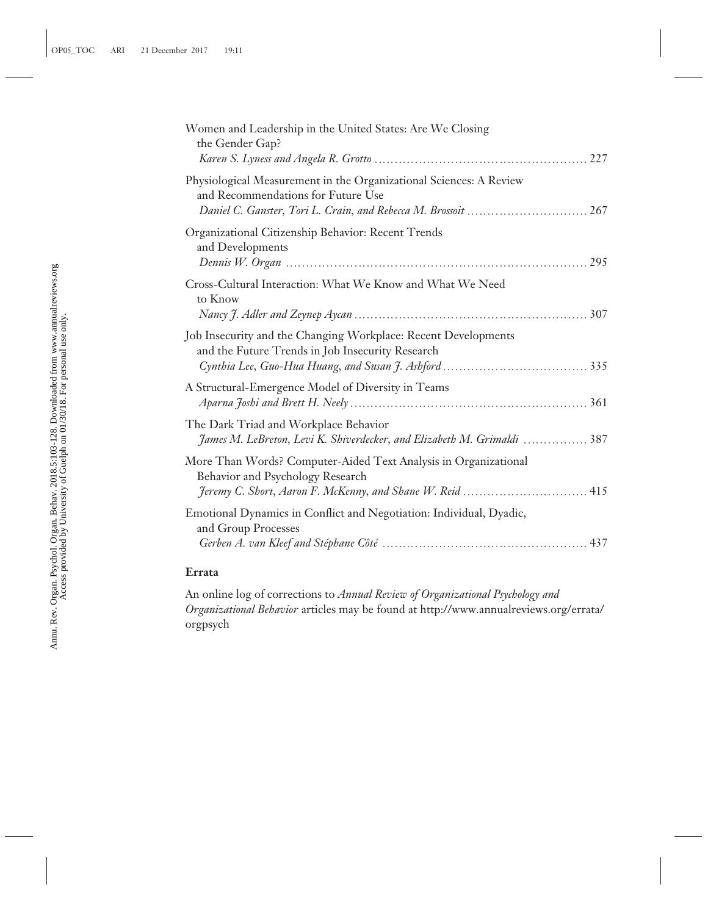Women and Leadership in the United States: Are We Closing the Gender Gap?
*Karen S. Lyness and Angela R. Grotto* ........................................ 227

Physiological Measurement in the Organizational Sciences: A Review and Recommendations for Future Use
*Daniel C. Ganster, Tori L. Crain, and Rebecca M. Brossoit* ........................ 267

Organizational Citizenship Behavior: Recent Trends and Developments
*Dennis W. Organ* ........................................................ 295

Cross-Cultural Interaction: What We Know and What We Need to Know
*Nancy J. Adler and Zeynep Aycan* .......................................... 307

Job Insecurity and the Changing Workplace: Recent Developments and the Future Trends in Job Insecurity Research
*Cynthia Lee, Guo-Hua Huang, and Susan J. Ashford* ............................ 335

A Structural-Emergence Model of Diversity in Teams
*Aparna Joshi and Brett H. Neely* ........................................... 361

The Dark Triad and Workplace Behavior
*James M. LeBreton, Levi K. Shiverdecker, and Elizabeth M. Grimaldi* .............. 387

More Than Words? Computer-Aided Text Analysis in Organizational Behavior and Psychology Research
*Jeremy C. Short, Aaron F. McKenny, and Shane W. Reid* .......................... 415

Emotional Dynamics in Conflict and Negotiation: Individual, Dyadic, and Group Processes
*Gerben A. van Kleef and Stéphane Côté* ...................................... 437

**Errata**

An online log of corrections to *Annual Review of Organizational Psychology and Organizational Behavior* articles may be found at http://www.annualreviews.org/errata/orgpsych